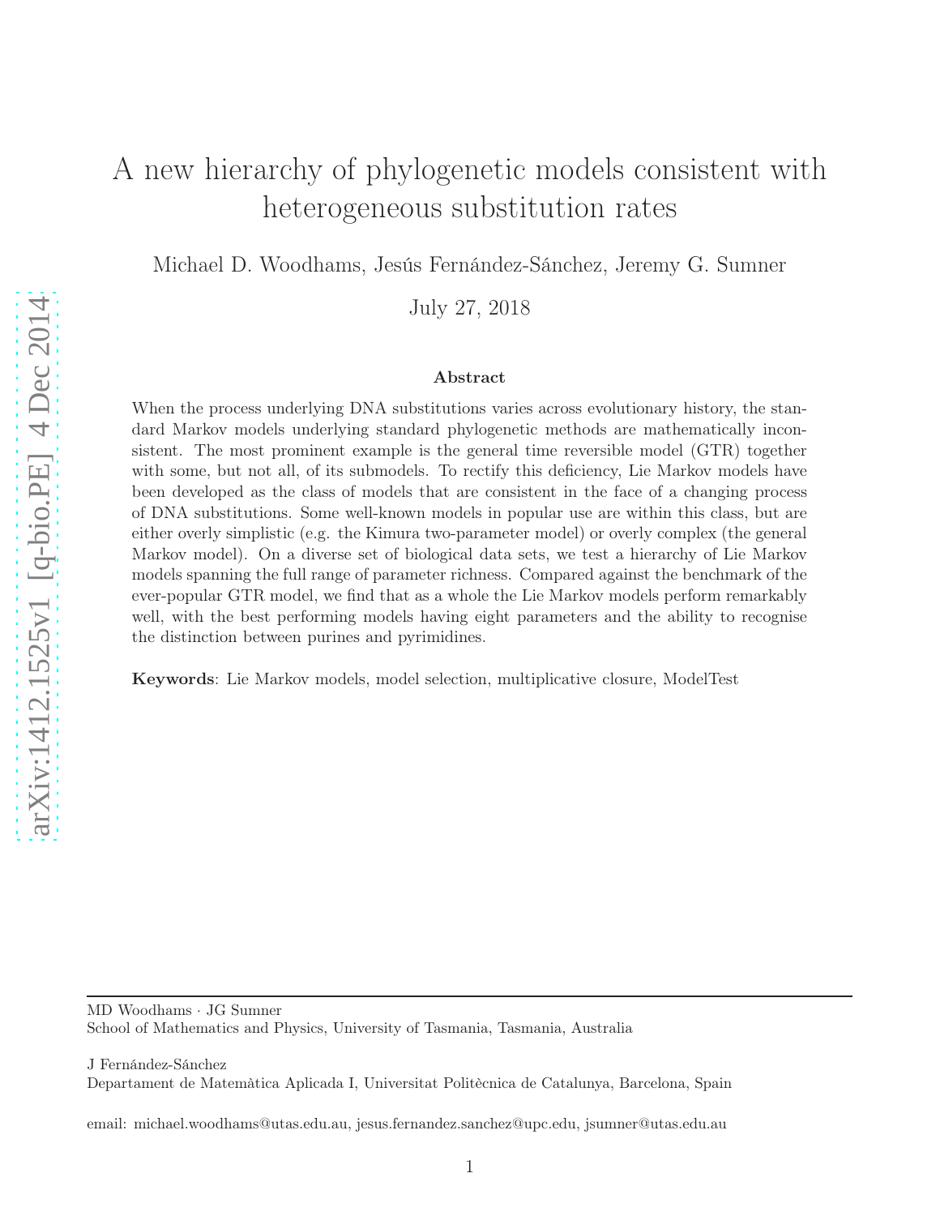# A new hierarchy of phylogenetic models consistent with heterogeneous substitution rates

Michael D. Woodhams, Jesús Fernández-Sánchez, Jeremy G. Sumner

July 27, 2018

### Abstract

When the process underlying DNA substitutions varies across evolutionary history, the standard Markov models underlying standard phylogenetic methods are mathematically inconsistent. The most prominent example is the general time reversible model (GTR) together with some, but not all, of its submodels. To rectify this deficiency, Lie Markov models have been developed as the class of models that are consistent in the face of a changing process of DNA substitutions. Some well-known models in popular use are within this class, but are either overly simplistic (e.g. the Kimura two-parameter model) or overly complex (the general Markov model). On a diverse set of biological data sets, we test a hierarchy of Lie Markov models spanning the full range of parameter richness. Compared against the benchmark of the ever-popular GTR model, we find that as a whole the Lie Markov models perform remarkably well, with the best performing models having eight parameters and the ability to recognise the distinction between purines and pyrimidines.

**Keywords**: Lie Markov models, model selection, multiplicative closure, ModelTest

---

MD Woodhams · JG Sumner
School of Mathematics and Physics, University of Tasmania, Tasmania, Australia

J Fernández-Sánchez
Departament de Matemàtica Aplicada I, Universitat Politècnica de Catalunya, Barcelona, Spain

email: michael.woodhams@utas.edu.au, jesus.fernandez.sanchez@upc.edu, jsumner@utas.edu.au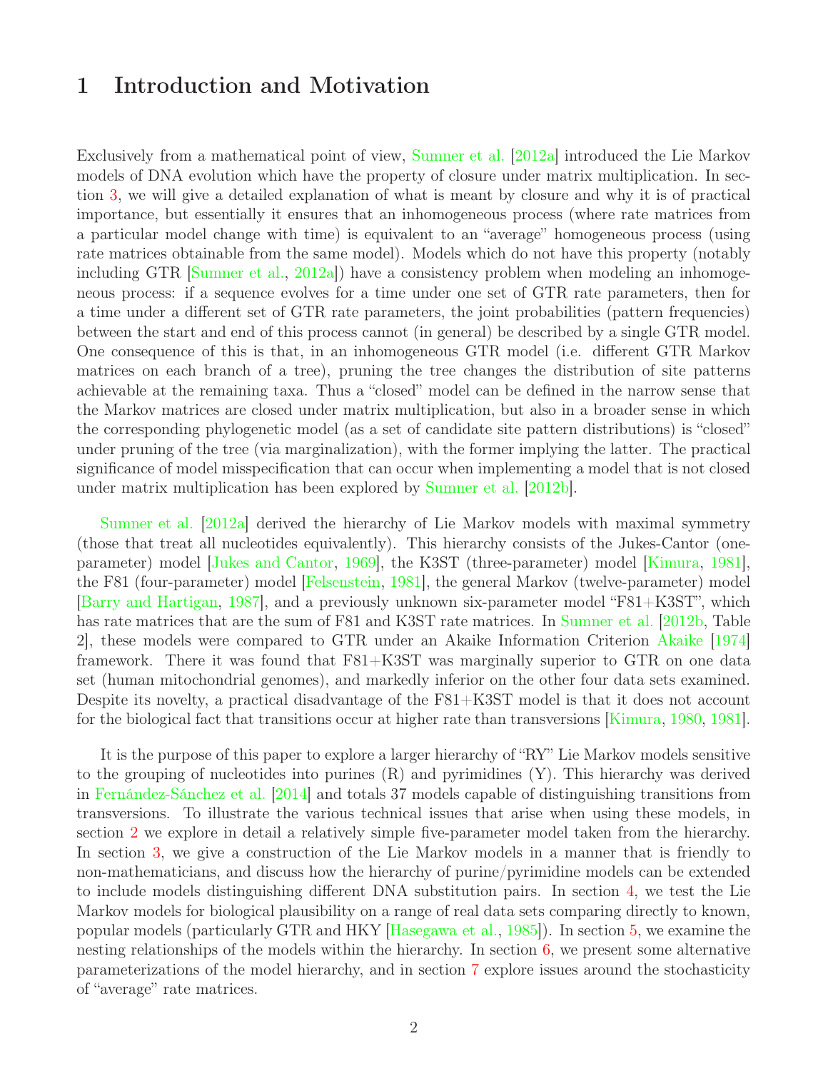# 1 Introduction and Motivation

Exclusively from a mathematical point of view, Sumner et al. [2012a] introduced the Lie Markov models of DNA evolution which have the property of closure under matrix multiplication. In section 3, we will give a detailed explanation of what is meant by closure and why it is of practical importance, but essentially it ensures that an inhomogeneous process (where rate matrices from a particular model change with time) is equivalent to an "average" homogeneous process (using rate matrices obtainable from the same model). Models which do not have this property (notably including GTR [Sumner et al., 2012a]) have a consistency problem when modeling an inhomogeneous process: if a sequence evolves for a time under one set of GTR rate parameters, then for a time under a different set of GTR rate parameters, the joint probabilities (pattern frequencies) between the start and end of this process cannot (in general) be described by a single GTR model. One consequence of this is that, in an inhomogeneous GTR model (i.e. different GTR Markov matrices on each branch of a tree), pruning the tree changes the distribution of site patterns achievable at the remaining taxa. Thus a "closed" model can be defined in the narrow sense that the Markov matrices are closed under matrix multiplication, but also in a broader sense in which the corresponding phylogenetic model (as a set of candidate site pattern distributions) is "closed" under pruning of the tree (via marginalization), with the former implying the latter. The practical significance of model misspecification that can occur when implementing a model that is not closed under matrix multiplication has been explored by Sumner et al. [2012b].

Sumner et al. [2012a] derived the hierarchy of Lie Markov models with maximal symmetry (those that treat all nucleotides equivalently). This hierarchy consists of the Jukes-Cantor (one-parameter) model [Jukes and Cantor, 1969], the K3ST (three-parameter) model [Kimura, 1981], the F81 (four-parameter) model [Felsenstein, 1981], the general Markov (twelve-parameter) model [Barry and Hartigan, 1987], and a previously unknown six-parameter model "F81+K3ST", which has rate matrices that are the sum of F81 and K3ST rate matrices. In Sumner et al. [2012b, Table 2], these models were compared to GTR under an Akaike Information Criterion Akaike [1974] framework. There it was found that F81+K3ST was marginally superior to GTR on one data set (human mitochondrial genomes), and markedly inferior on the other four data sets examined. Despite its novelty, a practical disadvantage of the F81+K3ST model is that it does not account for the biological fact that transitions occur at higher rate than transversions [Kimura, 1980, 1981].

It is the purpose of this paper to explore a larger hierarchy of "RY" Lie Markov models sensitive to the grouping of nucleotides into purines (R) and pyrimidines (Y). This hierarchy was derived in Fernández-Sánchez et al. [2014] and totals 37 models capable of distinguishing transitions from transversions. To illustrate the various technical issues that arise when using these models, in section 2 we explore in detail a relatively simple five-parameter model taken from the hierarchy. In section 3, we give a construction of the Lie Markov models in a manner that is friendly to non-mathematicians, and discuss how the hierarchy of purine/pyrimidine models can be extended to include models distinguishing different DNA substitution pairs. In section 4, we test the Lie Markov models for biological plausibility on a range of real data sets comparing directly to known, popular models (particularly GTR and HKY [Hasegawa et al., 1985]). In section 5, we examine the nesting relationships of the models within the hierarchy. In section 6, we present some alternative parameterizations of the model hierarchy, and in section 7 explore issues around the stochasticity of "average" rate matrices.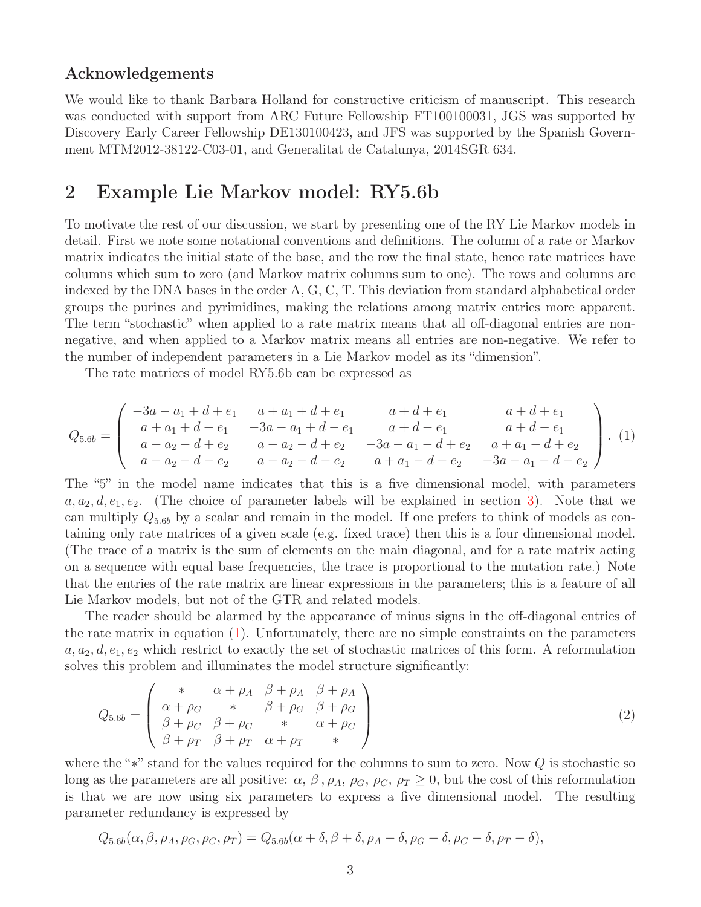## Acknowledgements

We would like to thank Barbara Holland for constructive criticism of manuscript. This research was conducted with support from ARC Future Fellowship FT100100031, JGS was supported by Discovery Early Career Fellowship DE130100423, and JFS was supported by the Spanish Government MTM2012-38122-C03-01, and Generalitat de Catalunya, 2014SGR 634.

# 2 Example Lie Markov model: RY5.6b

To motivate the rest of our discussion, we start by presenting one of the RY Lie Markov models in detail. First we note some notational conventions and definitions. The column of a rate or Markov matrix indicates the initial state of the base, and the row the final state, hence rate matrices have columns which sum to zero (and Markov matrix columns sum to one). The rows and columns are indexed by the DNA bases in the order A, G, C, T. This deviation from standard alphabetical order groups the purines and pyrimidines, making the relations among matrix entries more apparent. The term "stochastic" when applied to a rate matrix means that all off-diagonal entries are non-negative, and when applied to a Markov matrix means all entries are non-negative. We refer to the number of independent parameters in a Lie Markov model as its "dimension".

The rate matrices of model RY5.6b can be expressed as

$$Q_{5.6b} = \begin{pmatrix} -3a - a_1 + d + e_1 & a + a_1 + d + e_1 & a + d + e_1 & a + d + e_1 \\ a + a_1 + d - e_1 & -3a - a_1 + d - e_1 & a + d - e_1 & a + d - e_1 \\ a - a_2 - d + e_2 & a - a_2 - d + e_2 & -3a - a_1 - d + e_2 & a + a_1 - d + e_2 \\ a - a_2 - d - e_2 & a - a_2 - d - e_2 & a + a_1 - d - e_2 & -3a - a_1 - d - e_2 \end{pmatrix}. \quad (1)$$

The "5" in the model name indicates that this is a five dimensional model, with parameters $a, a_2, d, e_1, e_2$. (The choice of parameter labels will be explained in section 3). Note that we can multiply $Q_{5.6b}$ by a scalar and remain in the model. If one prefers to think of models as containing only rate matrices of a given scale (e.g. fixed trace) then this is a four dimensional model. (The trace of a matrix is the sum of elements on the main diagonal, and for a rate matrix acting on a sequence with equal base frequencies, the trace is proportional to the mutation rate.) Note that the entries of the rate matrix are linear expressions in the parameters; this is a feature of all Lie Markov models, but not of the GTR and related models.

The reader should be alarmed by the appearance of minus signs in the off-diagonal entries of the rate matrix in equation (1). Unfortunately, there are no simple constraints on the parameters $a, a_2, d, e_1, e_2$ which restrict to exactly the set of stochastic matrices of this form. A reformulation solves this problem and illuminates the model structure significantly:

$$Q_{5.6b} = \begin{pmatrix} * & \alpha + \rho_A & \beta + \rho_A & \beta + \rho_A \\ \alpha + \rho_G & * & \beta + \rho_G & \beta + \rho_G \\ \beta + \rho_C & \beta + \rho_C & * & \alpha + \rho_C \\ \beta + \rho_T & \beta + \rho_T & \alpha + \rho_T & * \end{pmatrix} \quad (2)$$

where the "$*$" stand for the values required for the columns to sum to zero. Now $Q$ is stochastic so long as the parameters are all positive: $\alpha,\ \beta,\ \rho_A,\ \rho_G,\ \rho_C,\ \rho_T \geq 0$, but the cost of this reformulation is that we are now using six parameters to express a five dimensional model. The resulting parameter redundancy is expressed by

$$Q_{5.6b}(\alpha, \beta, \rho_A, \rho_G, \rho_C, \rho_T) = Q_{5.6b}(\alpha + \delta, \beta + \delta, \rho_A - \delta, \rho_G - \delta, \rho_C - \delta, \rho_T - \delta),$$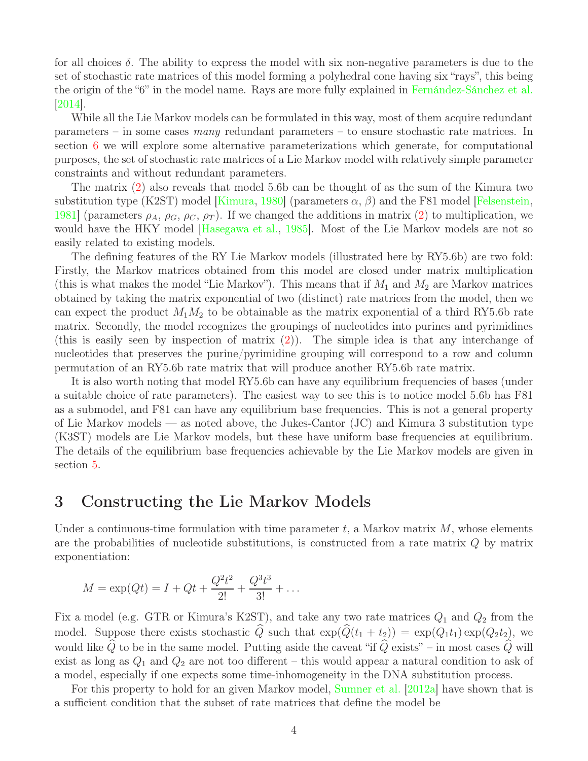for all choices $\delta$. The ability to express the model with six non-negative parameters is due to the set of stochastic rate matrices of this model forming a polyhedral cone having six "rays", this being the origin of the "6" in the model name. Rays are more fully explained in Fernández-Sánchez et al. [2014].

While all the Lie Markov models can be formulated in this way, most of them acquire redundant parameters – in some cases *many* redundant parameters – to ensure stochastic rate matrices. In section 6 we will explore some alternative parameterizations which generate, for computational purposes, the set of stochastic rate matrices of a Lie Markov model with relatively simple parameter constraints and without redundant parameters.

The matrix (2) also reveals that model 5.6b can be thought of as the sum of the Kimura two substitution type (K2ST) model [Kimura, 1980] (parameters $\alpha$, $\beta$) and the F81 model [Felsenstein, 1981] (parameters $\rho_A$, $\rho_G$, $\rho_C$, $\rho_T$). If we changed the additions in matrix (2) to multiplication, we would have the HKY model [Hasegawa et al., 1985]. Most of the Lie Markov models are not so easily related to existing models.

The defining features of the RY Lie Markov models (illustrated here by RY5.6b) are two fold: Firstly, the Markov matrices obtained from this model are closed under matrix multiplication (this is what makes the model "Lie Markov"). This means that if $M_1$ and $M_2$ are Markov matrices obtained by taking the matrix exponential of two (distinct) rate matrices from the model, then we can expect the product $M_1M_2$ to be obtainable as the matrix exponential of a third RY5.6b rate matrix. Secondly, the model recognizes the groupings of nucleotides into purines and pyrimidines (this is easily seen by inspection of matrix (2)). The simple idea is that any interchange of nucleotides that preserves the purine/pyrimidine grouping will correspond to a row and column permutation of an RY5.6b rate matrix that will produce another RY5.6b rate matrix.

It is also worth noting that model RY5.6b can have any equilibrium frequencies of bases (under a suitable choice of rate parameters). The easiest way to see this is to notice model 5.6b has F81 as a submodel, and F81 can have any equilibrium base frequencies. This is not a general property of Lie Markov models — as noted above, the Jukes-Cantor (JC) and Kimura 3 substitution type (K3ST) models are Lie Markov models, but these have uniform base frequencies at equilibrium. The details of the equilibrium base frequencies achievable by the Lie Markov models are given in section 5.

# 3 Constructing the Lie Markov Models

Under a continuous-time formulation with time parameter $t$, a Markov matrix $M$, whose elements are the probabilities of nucleotide substitutions, is constructed from a rate matrix $Q$ by matrix exponentiation:

$$M = \exp(Qt) = I + Qt + \frac{Q^2t^2}{2!} + \frac{Q^3t^3}{3!} + \dots$$

Fix a model (e.g. GTR or Kimura's K2ST), and take any two rate matrices $Q_1$ and $Q_2$ from the model. Suppose there exists stochastic $\widehat{Q}$ such that $\exp(\widehat{Q}(t_1+t_2)) = \exp(Q_1t_1)\exp(Q_2t_2)$, we would like $\widehat{Q}$ to be in the same model. Putting aside the caveat "if $\widehat{Q}$ exists" – in most cases $\widehat{Q}$ will exist as long as $Q_1$ and $Q_2$ are not too different – this would appear a natural condition to ask of a model, especially if one expects some time-inhomogeneity in the DNA substitution process.

For this property to hold for an given Markov model, Sumner et al. [2012a] have shown that is a sufficient condition that the subset of rate matrices that define the model be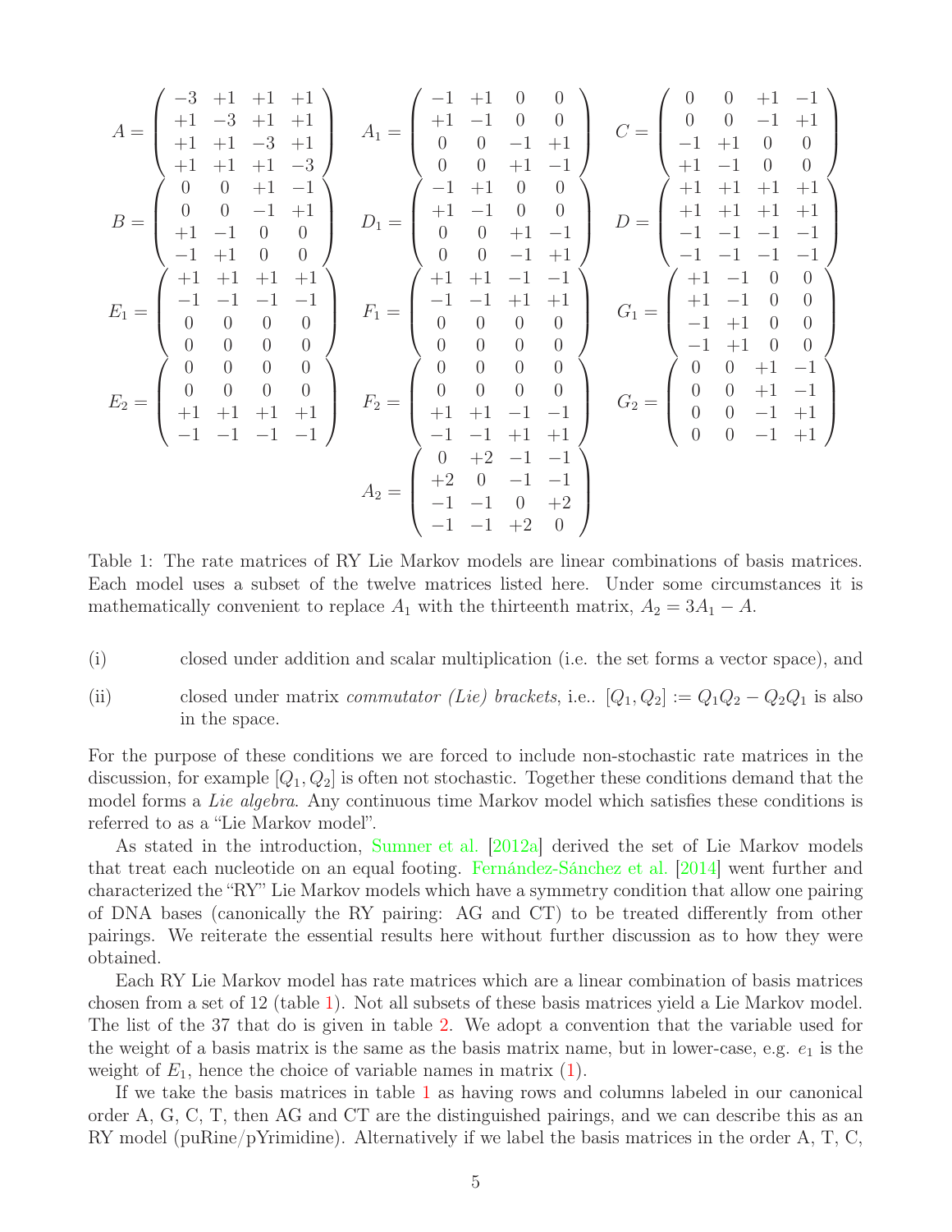$$A = \begin{pmatrix} -3 & +1 & +1 & +1 \\ +1 & -3 & +1 & +1 \\ +1 & +1 & -3 & +1 \\ +1 & +1 & +1 & -3 \end{pmatrix} \quad A_1 = \begin{pmatrix} -1 & +1 & 0 & 0 \\ +1 & -1 & 0 & 0 \\ 0 & 0 & -1 & +1 \\ 0 & 0 & +1 & -1 \end{pmatrix} \quad C = \begin{pmatrix} 0 & 0 & +1 & -1 \\ 0 & 0 & -1 & +1 \\ -1 & +1 & 0 & 0 \\ +1 & -1 & 0 & 0 \end{pmatrix}$$

$$B = \begin{pmatrix} 0 & 0 & +1 & -1 \\ 0 & 0 & -1 & +1 \\ +1 & -1 & 0 & 0 \\ -1 & +1 & 0 & 0 \end{pmatrix} \quad D_1 = \begin{pmatrix} -1 & +1 & 0 & 0 \\ +1 & -1 & 0 & 0 \\ 0 & 0 & +1 & -1 \\ 0 & 0 & -1 & +1 \end{pmatrix} \quad D = \begin{pmatrix} +1 & +1 & +1 & +1 \\ +1 & +1 & +1 & +1 \\ -1 & -1 & -1 & -1 \\ -1 & -1 & -1 & -1 \end{pmatrix}$$

$$E_1 = \begin{pmatrix} +1 & +1 & +1 & +1 \\ -1 & -1 & -1 & -1 \\ 0 & 0 & 0 & 0 \\ 0 & 0 & 0 & 0 \end{pmatrix} \quad F_1 = \begin{pmatrix} +1 & +1 & -1 & -1 \\ -1 & -1 & +1 & +1 \\ 0 & 0 & 0 & 0 \\ 0 & 0 & 0 & 0 \end{pmatrix} \quad G_1 = \begin{pmatrix} +1 & -1 & 0 & 0 \\ +1 & -1 & 0 & 0 \\ -1 & +1 & 0 & 0 \\ -1 & +1 & 0 & 0 \end{pmatrix}$$

$$E_2 = \begin{pmatrix} 0 & 0 & 0 & 0 \\ 0 & 0 & 0 & 0 \\ +1 & +1 & +1 & +1 \\ -1 & -1 & -1 & -1 \end{pmatrix} \quad F_2 = \begin{pmatrix} 0 & 0 & 0 & 0 \\ 0 & 0 & 0 & 0 \\ +1 & +1 & -1 & -1 \\ -1 & -1 & +1 & +1 \end{pmatrix} \quad G_2 = \begin{pmatrix} 0 & 0 & +1 & -1 \\ 0 & 0 & +1 & -1 \\ 0 & 0 & -1 & +1 \\ 0 & 0 & -1 & +1 \end{pmatrix}$$

$$A_2 = \begin{pmatrix} 0 & +2 & -1 & -1 \\ +2 & 0 & -1 & -1 \\ -1 & -1 & 0 & +2 \\ -1 & -1 & +2 & 0 \end{pmatrix}$$

Table 1: The rate matrices of RY Lie Markov models are linear combinations of basis matrices. Each model uses a subset of the twelve matrices listed here. Under some circumstances it is mathematically convenient to replace $A_1$ with the thirteenth matrix, $A_2 = 3A_1 - A$.

(i) closed under addition and scalar multiplication (i.e. the set forms a vector space), and

(ii) closed under matrix *commutator (Lie) brackets*, i.e.. $[Q_1, Q_2] := Q_1Q_2 - Q_2Q_1$ is also in the space.

For the purpose of these conditions we are forced to include non-stochastic rate matrices in the discussion, for example $[Q_1, Q_2]$ is often not stochastic. Together these conditions demand that the model forms a *Lie algebra*. Any continuous time Markov model which satisfies these conditions is referred to as a "Lie Markov model".

As stated in the introduction, Sumner et al. [2012a] derived the set of Lie Markov models that treat each nucleotide on an equal footing. Fernández-Sánchez et al. [2014] went further and characterized the "RY" Lie Markov models which have a symmetry condition that allow one pairing of DNA bases (canonically the RY pairing: AG and CT) to be treated differently from other pairings. We reiterate the essential results here without further discussion as to how they were obtained.

Each RY Lie Markov model has rate matrices which are a linear combination of basis matrices chosen from a set of 12 (table 1). Not all subsets of these basis matrices yield a Lie Markov model. The list of the 37 that do is given in table 2. We adopt a convention that the variable used for the weight of a basis matrix is the same as the basis matrix name, but in lower-case, e.g. $e_1$ is the weight of $E_1$, hence the choice of variable names in matrix (1).

If we take the basis matrices in table 1 as having rows and columns labeled in our canonical order A, G, C, T, then AG and CT are the distinguished pairings, and we can describe this as an RY model (puRine/pYrimidine). Alternatively if we label the basis matrices in the order A, T, C,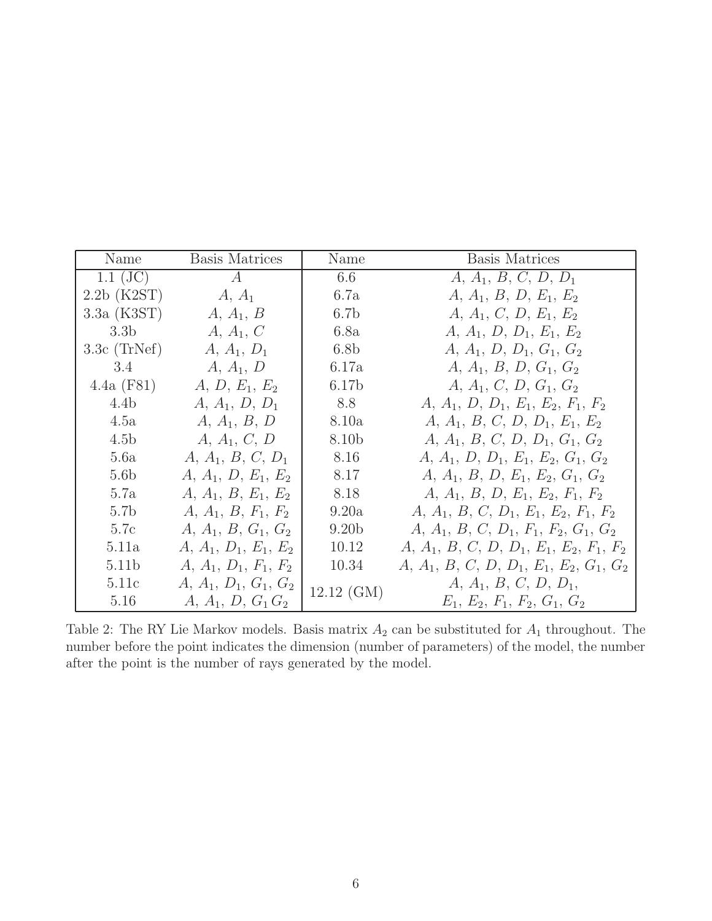| Name | Basis Matrices | Name | Basis Matrices |
|---|---|---|---|
| 1.1 (JC) | $A$ | 6.6 | $A$, $A_1$, $B$, $C$, $D$, $D_1$ |
| 2.2b (K2ST) | $A$, $A_1$ | 6.7a | $A$, $A_1$, $B$, $D$, $E_1$, $E_2$ |
| 3.3a (K3ST) | $A$, $A_1$, $B$ | 6.7b | $A$, $A_1$, $C$, $D$, $E_1$, $E_2$ |
| 3.3b | $A$, $A_1$, $C$ | 6.8a | $A$, $A_1$, $D$, $D_1$, $E_1$, $E_2$ |
| 3.3c (TrNef) | $A$, $A_1$, $D_1$ | 6.8b | $A$, $A_1$, $D$, $D_1$, $G_1$, $G_2$ |
| 3.4 | $A$, $A_1$, $D$ | 6.17a | $A$, $A_1$, $B$, $D$, $G_1$, $G_2$ |
| 4.4a (F81) | $A$, $D$, $E_1$, $E_2$ | 6.17b | $A$, $A_1$, $C$, $D$, $G_1$, $G_2$ |
| 4.4b | $A$, $A_1$, $D$, $D_1$ | 8.8 | $A$, $A_1$, $D$, $D_1$, $E_1$, $E_2$, $F_1$, $F_2$ |
| 4.5a | $A$, $A_1$, $B$, $D$ | 8.10a | $A$, $A_1$, $B$, $C$, $D$, $D_1$, $E_1$, $E_2$ |
| 4.5b | $A$, $A_1$, $C$, $D$ | 8.10b | $A$, $A_1$, $B$, $C$, $D$, $D_1$, $G_1$, $G_2$ |
| 5.6a | $A$, $A_1$, $B$, $C$, $D_1$ | 8.16 | $A$, $A_1$, $D$, $D_1$, $E_1$, $E_2$, $G_1$, $G_2$ |
| 5.6b | $A$, $A_1$, $D$, $E_1$, $E_2$ | 8.17 | $A$, $A_1$, $B$, $D$, $E_1$, $E_2$, $G_1$, $G_2$ |
| 5.7a | $A$, $A_1$, $B$, $E_1$, $E_2$ | 8.18 | $A$, $A_1$, $B$, $D$, $E_1$, $E_2$, $F_1$, $F_2$ |
| 5.7b | $A$, $A_1$, $B$, $F_1$, $F_2$ | 9.20a | $A$, $A_1$, $B$, $C$, $D_1$, $E_1$, $E_2$, $F_1$, $F_2$ |
| 5.7c | $A$, $A_1$, $B$, $G_1$, $G_2$ | 9.20b | $A$, $A_1$, $B$, $C$, $D_1$, $F_1$, $F_2$, $G_1$, $G_2$ |
| 5.11a | $A$, $A_1$, $D_1$, $E_1$, $E_2$ | 10.12 | $A$, $A_1$, $B$, $C$, $D$, $D_1$, $E_1$, $E_2$, $F_1$, $F_2$ |
| 5.11b | $A$, $A_1$, $D_1$, $F_1$, $F_2$ | 10.34 | $A$, $A_1$, $B$, $C$, $D$, $D_1$, $E_1$, $E_2$, $G_1$, $G_2$ |
| 5.11c | $A$, $A_1$, $D_1$, $G_1$, $G_2$ | 12.12 (GM) | $A$, $A_1$, $B$, $C$, $D$, $D_1$, $E_1$, $E_2$, $F_1$, $F_2$, $G_1$, $G_2$ |
| 5.16 | $A$, $A_1$, $D$, $G_1 G_2$ | | |

Table 2: The RY Lie Markov models. Basis matrix $A_2$ can be substituted for $A_1$ throughout. The number before the point indicates the dimension (number of parameters) of the model, the number after the point is the number of rays generated by the model.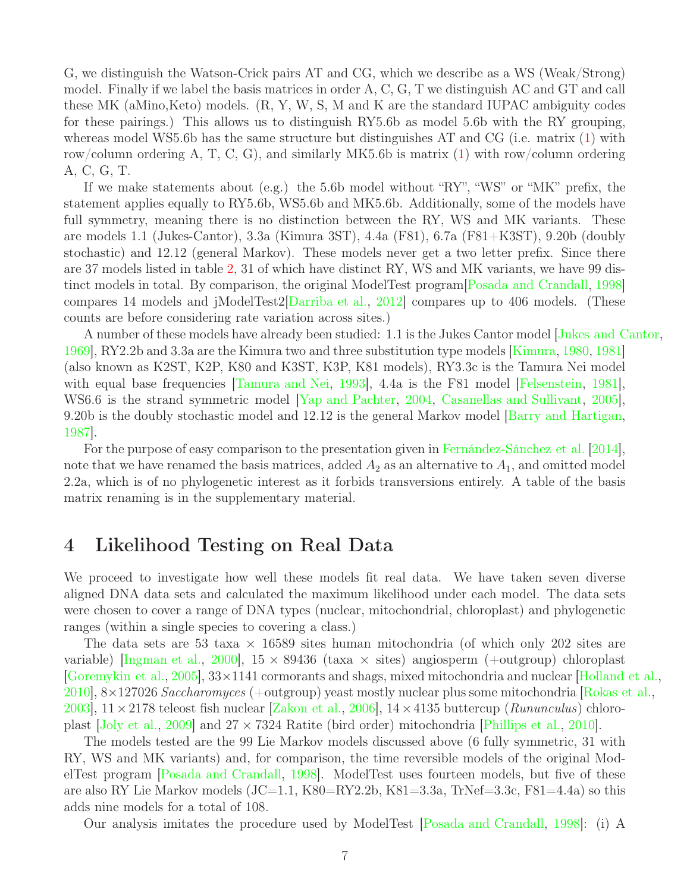G, we distinguish the Watson-Crick pairs AT and CG, which we describe as a WS (Weak/Strong) model. Finally if we label the basis matrices in order A, C, G, T we distinguish AC and GT and call these MK (aMino,Keto) models. (R, Y, W, S, M and K are the standard IUPAC ambiguity codes for these pairings.) This allows us to distinguish RY5.6b as model 5.6b with the RY grouping, whereas model WS5.6b has the same structure but distinguishes AT and CG (i.e. matrix (1) with row/column ordering A, T, C, G), and similarly MK5.6b is matrix (1) with row/column ordering A, C, G, T.

If we make statements about (e.g.) the 5.6b model without "RY", "WS" or "MK" prefix, the statement applies equally to RY5.6b, WS5.6b and MK5.6b. Additionally, some of the models have full symmetry, meaning there is no distinction between the RY, WS and MK variants. These are models 1.1 (Jukes-Cantor), 3.3a (Kimura 3ST), 4.4a (F81), 6.7a (F81+K3ST), 9.20b (doubly stochastic) and 12.12 (general Markov). These models never get a two letter prefix. Since there are 37 models listed in table 2, 31 of which have distinct RY, WS and MK variants, we have 99 distinct models in total. By comparison, the original ModelTest program[Posada and Crandall, 1998] compares 14 models and jModelTest2[Darriba et al., 2012] compares up to 406 models. (These counts are before considering rate variation across sites.)

A number of these models have already been studied: 1.1 is the Jukes Cantor model [Jukes and Cantor, 1969], RY2.2b and 3.3a are the Kimura two and three substitution type models [Kimura, 1980, 1981] (also known as K2ST, K2P, K80 and K3ST, K3P, K81 models), RY3.3c is the Tamura Nei model with equal base frequencies [Tamura and Nei, 1993], 4.4a is the F81 model [Felsenstein, 1981], WS6.6 is the strand symmetric model [Yap and Pachter, 2004, Casanellas and Sullivant, 2005], 9.20b is the doubly stochastic model and 12.12 is the general Markov model [Barry and Hartigan, 1987].

For the purpose of easy comparison to the presentation given in Fernández-Sánchez et al. [2014], note that we have renamed the basis matrices, added $A_2$ as an alternative to $A_1$, and omitted model 2.2a, which is of no phylogenetic interest as it forbids transversions entirely. A table of the basis matrix renaming is in the supplementary material.

# 4 Likelihood Testing on Real Data

We proceed to investigate how well these models fit real data. We have taken seven diverse aligned DNA data sets and calculated the maximum likelihood under each model. The data sets were chosen to cover a range of DNA types (nuclear, mitochondrial, chloroplast) and phylogenetic ranges (within a single species to covering a class.)

The data sets are 53 taxa × 16589 sites human mitochondria (of which only 202 sites are variable) [Ingman et al., 2000], 15 × 89436 (taxa × sites) angiosperm (+outgroup) chloroplast [Goremykin et al., 2005], 33×1141 cormorants and shags, mixed mitochondria and nuclear [Holland et al., 2010], 8×127026 *Saccharomyces* (+outgroup) yeast mostly nuclear plus some mitochondria [Rokas et al., 2003], 11 × 2178 teleost fish nuclear [Zakon et al., 2006], 14 × 4135 buttercup (*Rununculus*) chloroplast [Joly et al., 2009] and 27 × 7324 Ratite (bird order) mitochondria [Phillips et al., 2010].

The models tested are the 99 Lie Markov models discussed above (6 fully symmetric, 31 with RY, WS and MK variants) and, for comparison, the time reversible models of the original ModelTest program [Posada and Crandall, 1998]. ModelTest uses fourteen models, but five of these are also RY Lie Markov models (JC=1.1, K80=RY2.2b, K81=3.3a, TrNef=3.3c, F81=4.4a) so this adds nine models for a total of 108.

Our analysis imitates the procedure used by ModelTest [Posada and Crandall, 1998]: (i) A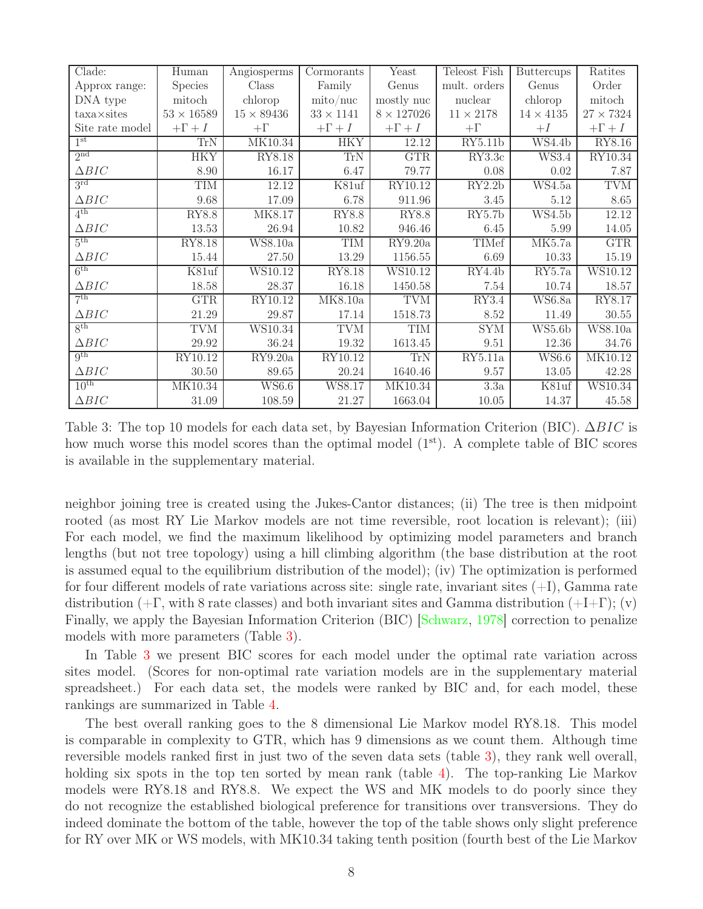| Clade: | Human | Angiosperms | Cormorants | Yeast | Teleost Fish | Buttercups | Ratites |
|---|---|---|---|---|---|---|---|
| Approx range: | Species | Class | Family | Genus | mult. orders | Genus | Order |
| DNA type | mitoch | chlorop | mito/nuc | mostly nuc | nuclear | chlorop | mitoch |
| taxa×sites | $53 \times 16589$ | $15 \times 89436$ | $33 \times 1141$ | $8 \times 127026$ | $11 \times 2178$ | $14 \times 4135$ | $27 \times 7324$ |
| Site rate model | $+\Gamma + I$ | $+\Gamma$ | $+\Gamma + I$ | $+\Gamma + I$ | $+\Gamma$ | $+I$ | $+\Gamma + I$ |
| 1st | TrN | MK10.34 | HKY | 12.12 | RY5.11b | WS4.4b | RY8.16 |
| 2nd | HKY | RY8.18 | TrN | GTR | RY3.3c | WS3.4 | RY10.34 |
| $\Delta BIC$ | 8.90 | 16.17 | 6.47 | 79.77 | 0.08 | 0.02 | 7.87 |
| 3rd | TIM | 12.12 | K81uf | RY10.12 | RY2.2b | WS4.5a | TVM |
| $\Delta BIC$ | 9.68 | 17.09 | 6.78 | 911.96 | 3.45 | 5.12 | 8.65 |
| 4th | RY8.8 | MK8.17 | RY8.8 | RY8.8 | RY5.7b | WS4.5b | 12.12 |
| $\Delta BIC$ | 13.53 | 26.94 | 10.82 | 946.46 | 6.45 | 5.99 | 14.05 |
| 5th | RY8.18 | WS8.10a | TIM | RY9.20a | TIMef | MK5.7a | GTR |
| $\Delta BIC$ | 15.44 | 27.50 | 13.29 | 1156.55 | 6.69 | 10.33 | 15.19 |
| 6th | K81uf | WS10.12 | RY8.18 | WS10.12 | RY4.4b | RY5.7a | WS10.12 |
| $\Delta BIC$ | 18.58 | 28.37 | 16.18 | 1450.58 | 7.54 | 10.74 | 18.57 |
| 7th | GTR | RY10.12 | MK8.10a | TVM | RY3.4 | WS6.8a | RY8.17 |
| $\Delta BIC$ | 21.29 | 29.87 | 17.14 | 1518.73 | 8.52 | 11.49 | 30.55 |
| 8th | TVM | WS10.34 | TVM | TIM | SYM | WS5.6b | WS8.10a |
| $\Delta BIC$ | 29.92 | 36.24 | 19.32 | 1613.45 | 9.51 | 12.36 | 34.76 |
| 9th | RY10.12 | RY9.20a | RY10.12 | TrN | RY5.11a | WS6.6 | MK10.12 |
| $\Delta BIC$ | 30.50 | 89.65 | 20.24 | 1640.46 | 9.57 | 13.05 | 42.28 |
| 10th | MK10.34 | WS6.6 | WS8.17 | MK10.34 | 3.3a | K81uf | WS10.34 |
| $\Delta BIC$ | 31.09 | 108.59 | 21.27 | 1663.04 | 10.05 | 14.37 | 45.58 |

Table 3: The top 10 models for each data set, by Bayesian Information Criterion (BIC). $\Delta BIC$ is how much worse this model scores than the optimal model (1st). A complete table of BIC scores is available in the supplementary material.

neighbor joining tree is created using the Jukes-Cantor distances; (ii) The tree is then midpoint rooted (as most RY Lie Markov models are not time reversible, root location is relevant); (iii) For each model, we find the maximum likelihood by optimizing model parameters and branch lengths (but not tree topology) using a hill climbing algorithm (the base distribution at the root is assumed equal to the equilibrium distribution of the model); (iv) The optimization is performed for four different models of rate variations across site: single rate, invariant sites (+I), Gamma rate distribution (+Γ, with 8 rate classes) and both invariant sites and Gamma distribution (+I+Γ); (v) Finally, we apply the Bayesian Information Criterion (BIC) [Schwarz, 1978] correction to penalize models with more parameters (Table 3).

In Table 3 we present BIC scores for each model under the optimal rate variation across sites model. (Scores for non-optimal rate variation models are in the supplementary material spreadsheet.) For each data set, the models were ranked by BIC and, for each model, these rankings are summarized in Table 4.

The best overall ranking goes to the 8 dimensional Lie Markov model RY8.18. This model is comparable in complexity to GTR, which has 9 dimensions as we count them. Although time reversible models ranked first in just two of the seven data sets (table 3), they rank well overall, holding six spots in the top ten sorted by mean rank (table 4). The top-ranking Lie Markov models were RY8.18 and RY8.8. We expect the WS and MK models to do poorly since they do not recognize the established biological preference for transitions over transversions. They do indeed dominate the bottom of the table, however the top of the table shows only slight preference for RY over MK or WS models, with MK10.34 taking tenth position (fourth best of the Lie Markov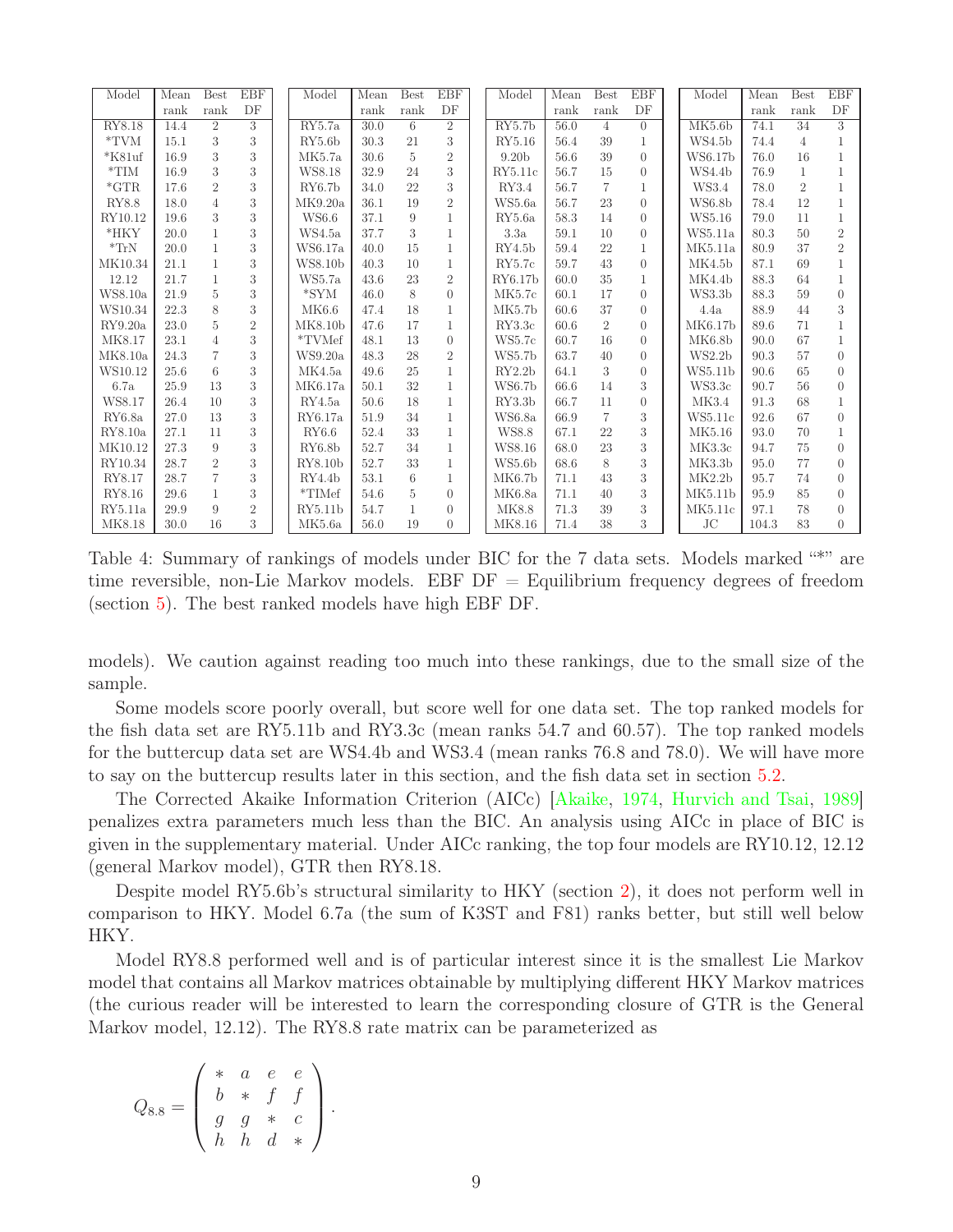| Model | Mean rank | Best rank | EBF DF | Model | Mean rank | Best rank | EBF DF | Model | Mean rank | Best rank | EBF DF | Model | Mean rank | Best rank | EBF DF |
|---|---|---|---|---|---|---|---|---|---|---|---|---|---|---|---|
| RY8.18 | 14.4 | 2 | 3 | RY5.7a | 30.0 | 6 | 2 | RY5.7b | 56.0 | 4 | 0 | MK5.6b | 74.1 | 34 | 3 |
| *TVM | 15.1 | 3 | 3 | RY5.6b | 30.3 | 21 | 3 | RY5.16 | 56.4 | 39 | 1 | WS4.5b | 74.4 | 4 | 1 |
| *K81uf | 16.9 | 3 | 3 | MK5.7a | 30.6 | 5 | 2 | 9.20b | 56.6 | 39 | 0 | WS6.17b | 76.0 | 16 | 1 |
| *TIM | 16.9 | 3 | 3 | WS8.18 | 32.9 | 24 | 3 | RY5.11c | 56.7 | 15 | 0 | WS4.4b | 76.9 | 1 | 1 |
| *GTR | 17.6 | 2 | 3 | RY6.7b | 34.0 | 22 | 3 | RY3.4 | 56.7 | 7 | 1 | WS3.4 | 78.0 | 2 | 1 |
| RY8.8 | 18.0 | 4 | 3 | MK9.20a | 36.1 | 19 | 2 | WS5.6a | 56.7 | 23 | 0 | WS6.8b | 78.4 | 12 | 1 |
| RY10.12 | 19.6 | 3 | 3 | WS6.6 | 37.1 | 9 | 1 | RY5.6a | 58.3 | 14 | 0 | WS5.16 | 79.0 | 11 | 1 |
| *HKY | 20.0 | 1 | 3 | WS4.5a | 37.7 | 3 | 1 | 3.3a | 59.1 | 10 | 0 | WS5.11a | 80.3 | 50 | 2 |
| *TrN | 20.0 | 1 | 3 | WS6.17a | 40.0 | 15 | 1 | RY4.5b | 59.4 | 22 | 1 | MK5.11a | 80.9 | 37 | 2 |
| MK10.34 | 21.1 | 1 | 3 | WS8.10b | 40.3 | 10 | 1 | RY5.7c | 59.7 | 43 | 0 | MK4.5b | 87.1 | 69 | 1 |
| 12.12 | 21.7 | 1 | 3 | WS5.7a | 43.6 | 23 | 2 | RY6.17b | 60.0 | 35 | 1 | MK4.4b | 88.3 | 64 | 1 |
| WS8.10a | 21.9 | 5 | 3 | *SYM | 46.0 | 8 | 0 | MK5.7c | 60.1 | 17 | 0 | WS3.3b | 88.3 | 59 | 0 |
| WS10.34 | 22.3 | 8 | 3 | MK6.6 | 47.4 | 18 | 1 | MK5.7b | 60.6 | 37 | 0 | 4.4a | 88.9 | 44 | 3 |
| RY9.20a | 23.0 | 5 | 2 | MK8.10b | 47.6 | 17 | 1 | RY3.3c | 60.6 | 2 | 0 | MK6.17b | 89.6 | 71 | 1 |
| MK8.17 | 23.1 | 4 | 3 | *TVMef | 48.1 | 13 | 0 | WS5.7c | 60.7 | 16 | 0 | MK6.8b | 90.0 | 67 | 1 |
| MK8.10a | 24.3 | 7 | 3 | WS9.20a | 48.3 | 28 | 2 | WS5.7b | 63.7 | 40 | 0 | WS2.2b | 90.3 | 57 | 0 |
| WS10.12 | 25.6 | 6 | 3 | MK4.5a | 49.6 | 25 | 1 | RY2.2b | 64.1 | 3 | 0 | WS5.11b | 90.6 | 65 | 0 |
| 6.7a | 25.9 | 13 | 3 | MK6.17a | 50.1 | 32 | 1 | WS6.7b | 66.6 | 14 | 3 | WS3.3c | 90.7 | 56 | 0 |
| WS8.17 | 26.4 | 10 | 3 | RY4.5a | 50.6 | 18 | 1 | RY3.3b | 66.7 | 11 | 0 | MK3.4 | 91.3 | 68 | 1 |
| RY6.8a | 27.0 | 13 | 3 | RY6.17a | 51.9 | 34 | 1 | WS6.8a | 66.9 | 7 | 3 | WS5.11c | 92.6 | 67 | 0 |
| RY8.10a | 27.1 | 11 | 3 | RY6.6 | 52.4 | 33 | 1 | WS8.8 | 67.1 | 22 | 3 | MK5.16 | 93.0 | 70 | 1 |
| MK10.12 | 27.3 | 9 | 3 | RY6.8b | 52.7 | 34 | 1 | WS8.16 | 68.0 | 23 | 3 | MK3.3c | 94.7 | 75 | 0 |
| RY10.34 | 28.7 | 2 | 3 | RY8.10b | 52.7 | 33 | 1 | WS5.6b | 68.6 | 8 | 3 | MK3.3b | 95.0 | 77 | 0 |
| RY8.17 | 28.7 | 7 | 3 | RY4.4b | 53.1 | 6 | 1 | MK6.7b | 71.1 | 43 | 3 | MK2.2b | 95.7 | 74 | 0 |
| RY8.16 | 29.6 | 1 | 3 | *TIMef | 54.6 | 5 | 0 | MK6.8a | 71.1 | 40 | 3 | MK5.11b | 95.9 | 85 | 0 |
| RY5.11a | 29.9 | 9 | 2 | RY5.11b | 54.7 | 1 | 0 | MK8.8 | 71.3 | 39 | 3 | MK5.11c | 97.1 | 78 | 0 |
| MK8.18 | 30.0 | 16 | 3 | MK5.6a | 56.0 | 19 | 0 | MK8.16 | 71.4 | 38 | 3 | JC | 104.3 | 83 | 0 |

Table 4: Summary of rankings of models under BIC for the 7 data sets. Models marked "*" are time reversible, non-Lie Markov models. EBF DF = Equilibrium frequency degrees of freedom (section 5). The best ranked models have high EBF DF.

models). We caution against reading too much into these rankings, due to the small size of the sample.

Some models score poorly overall, but score well for one data set. The top ranked models for the fish data set are RY5.11b and RY3.3c (mean ranks 54.7 and 60.57). The top ranked models for the buttercup data set are WS4.4b and WS3.4 (mean ranks 76.8 and 78.0). We will have more to say on the buttercup results later in this section, and the fish data set in section 5.2.

The Corrected Akaike Information Criterion (AICc) [Akaike, 1974, Hurvich and Tsai, 1989] penalizes extra parameters much less than the BIC. An analysis using AICc in place of BIC is given in the supplementary material. Under AICc ranking, the top four models are RY10.12, 12.12 (general Markov model), GTR then RY8.18.

Despite model RY5.6b's structural similarity to HKY (section 2), it does not perform well in comparison to HKY. Model 6.7a (the sum of K3ST and F81) ranks better, but still well below HKY.

Model RY8.8 performed well and is of particular interest since it is the smallest Lie Markov model that contains all Markov matrices obtainable by multiplying different HKY Markov matrices (the curious reader will be interested to learn the corresponding closure of GTR is the General Markov model, 12.12). The RY8.8 rate matrix can be parameterized as

$$Q_{8.8} = \begin{pmatrix} * & a & e & e \\ b & * & f & f \\ g & g & * & c \\ h & h & d & * \end{pmatrix}.$$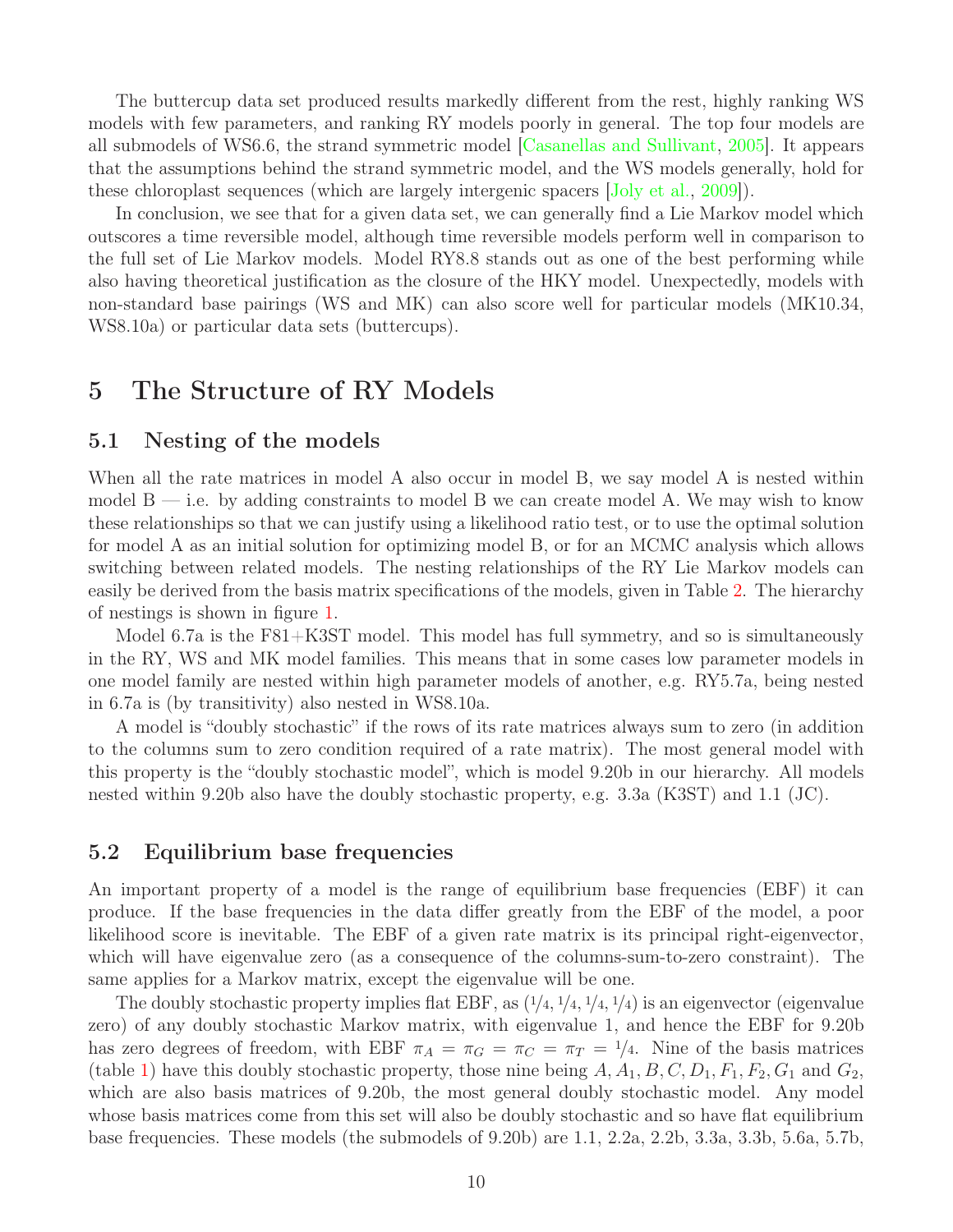The buttercup data set produced results markedly different from the rest, highly ranking WS models with few parameters, and ranking RY models poorly in general. The top four models are all submodels of WS6.6, the strand symmetric model [Casanellas and Sullivant, 2005]. It appears that the assumptions behind the strand symmetric model, and the WS models generally, hold for these chloroplast sequences (which are largely intergenic spacers [Joly et al., 2009]).

In conclusion, we see that for a given data set, we can generally find a Lie Markov model which outscores a time reversible model, although time reversible models perform well in comparison to the full set of Lie Markov models. Model RY8.8 stands out as one of the best performing while also having theoretical justification as the closure of the HKY model. Unexpectedly, models with non-standard base pairings (WS and MK) can also score well for particular models (MK10.34, WS8.10a) or particular data sets (buttercups).

# 5 The Structure of RY Models

## 5.1 Nesting of the models

When all the rate matrices in model A also occur in model B, we say model A is nested within model B — i.e. by adding constraints to model B we can create model A. We may wish to know these relationships so that we can justify using a likelihood ratio test, or to use the optimal solution for model A as an initial solution for optimizing model B, or for an MCMC analysis which allows switching between related models. The nesting relationships of the RY Lie Markov models can easily be derived from the basis matrix specifications of the models, given in Table 2. The hierarchy of nestings is shown in figure 1.

Model 6.7a is the F81+K3ST model. This model has full symmetry, and so is simultaneously in the RY, WS and MK model families. This means that in some cases low parameter models in one model family are nested within high parameter models of another, e.g. RY5.7a, being nested in 6.7a is (by transitivity) also nested in WS8.10a.

A model is "doubly stochastic" if the rows of its rate matrices always sum to zero (in addition to the columns sum to zero condition required of a rate matrix). The most general model with this property is the "doubly stochastic model", which is model 9.20b in our hierarchy. All models nested within 9.20b also have the doubly stochastic property, e.g. 3.3a (K3ST) and 1.1 (JC).

## 5.2 Equilibrium base frequencies

An important property of a model is the range of equilibrium base frequencies (EBF) it can produce. If the base frequencies in the data differ greatly from the EBF of the model, a poor likelihood score is inevitable. The EBF of a given rate matrix is its principal right-eigenvector, which will have eigenvalue zero (as a consequence of the columns-sum-to-zero constraint). The same applies for a Markov matrix, except the eigenvalue will be one.

The doubly stochastic property implies flat EBF, as $(1/4, 1/4, 1/4, 1/4)$ is an eigenvector (eigenvalue zero) of any doubly stochastic Markov matrix, with eigenvalue 1, and hence the EBF for 9.20b has zero degrees of freedom, with EBF $\pi_A = \pi_G = \pi_C = \pi_T = 1/4$. Nine of the basis matrices (table 1) have this doubly stochastic property, those nine being $A, A_1, B, C, D_1, F_1, F_2, G_1$ and $G_2$, which are also basis matrices of 9.20b, the most general doubly stochastic model. Any model whose basis matrices come from this set will also be doubly stochastic and so have flat equilibrium base frequencies. These models (the submodels of 9.20b) are 1.1, 2.2a, 2.2b, 3.3a, 3.3b, 5.6a, 5.7b,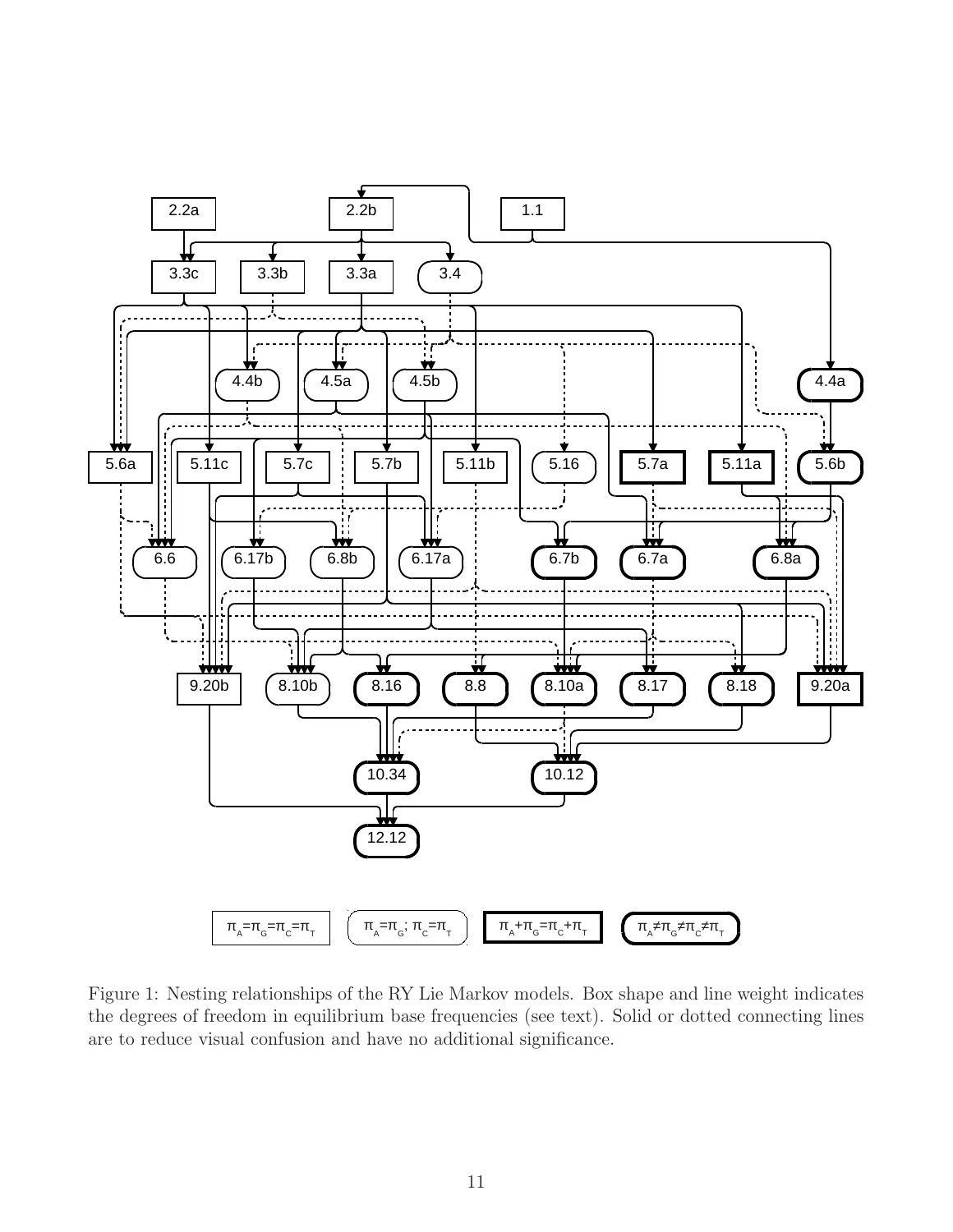Figure 1: Nesting relationships of the RY Lie Markov models. Box shape and line weight indicates the degrees of freedom in equilibrium base frequencies (see text). Solid or dotted connecting lines are to reduce visual confusion and have no additional significance.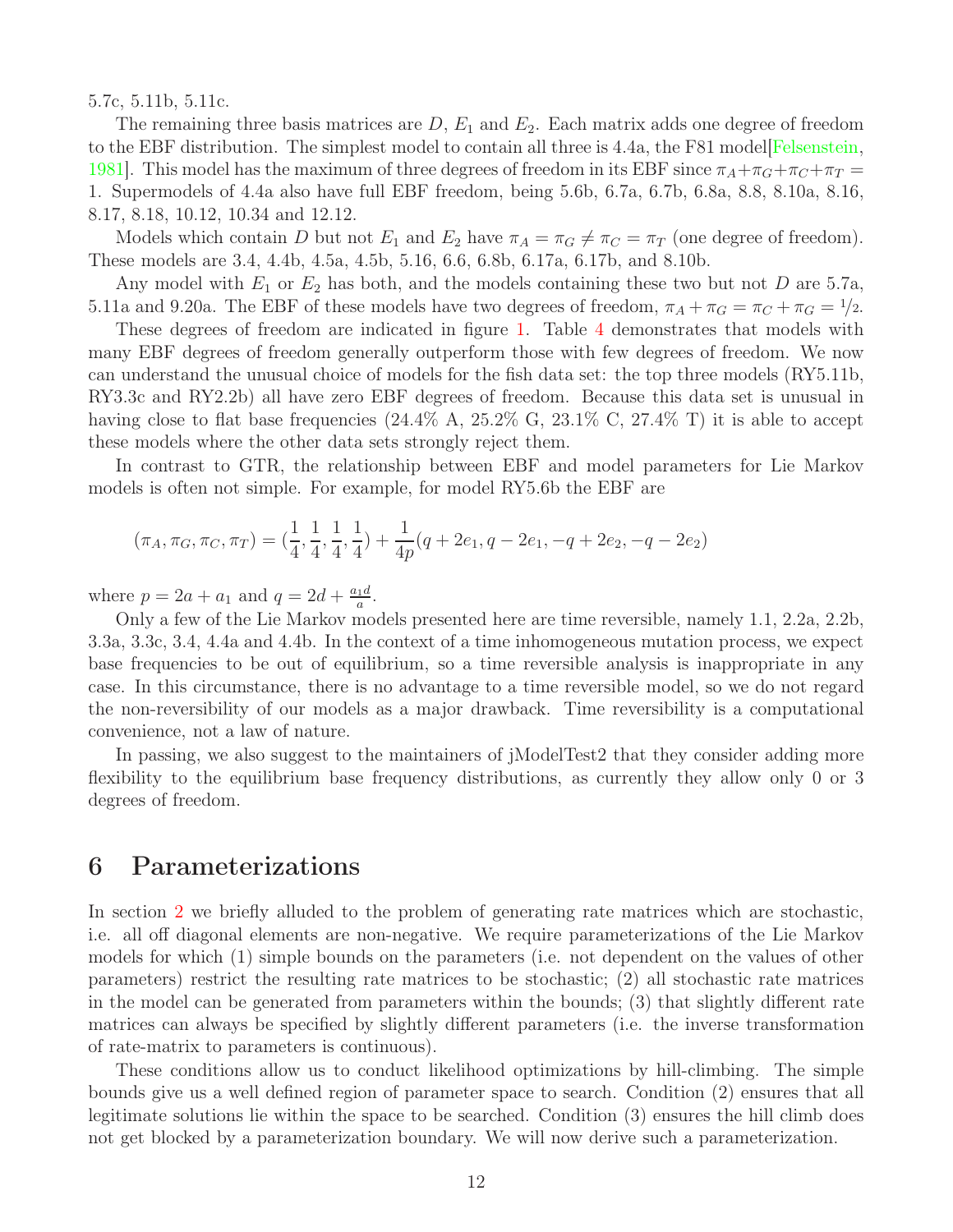5.7c, 5.11b, 5.11c.

The remaining three basis matrices are $D$, $E_1$ and $E_2$. Each matrix adds one degree of freedom to the EBF distribution. The simplest model to contain all three is 4.4a, the F81 model[Felsenstein, 1981]. This model has the maximum of three degrees of freedom in its EBF since $\pi_A + \pi_G + \pi_C + \pi_T = 1$. Supermodels of 4.4a also have full EBF freedom, being 5.6b, 6.7a, 6.7b, 6.8a, 8.8, 8.10a, 8.16, 8.17, 8.18, 10.12, 10.34 and 12.12.

Models which contain $D$ but not $E_1$ and $E_2$ have $\pi_A = \pi_G \neq \pi_C = \pi_T$ (one degree of freedom). These models are 3.4, 4.4b, 4.5a, 4.5b, 5.16, 6.6, 6.8b, 6.17a, 6.17b, and 8.10b.

Any model with $E_1$ or $E_2$ has both, and the models containing these two but not $D$ are 5.7a, 5.11a and 9.20a. The EBF of these models have two degrees of freedom, $\pi_A + \pi_G = \pi_C + \pi_G = 1/2$.

These degrees of freedom are indicated in figure 1. Table 4 demonstrates that models with many EBF degrees of freedom generally outperform those with few degrees of freedom. We now can understand the unusual choice of models for the fish data set: the top three models (RY5.11b, RY3.3c and RY2.2b) all have zero EBF degrees of freedom. Because this data set is unusual in having close to flat base frequencies (24.4% A, 25.2% G, 23.1% C, 27.4% T) it is able to accept these models where the other data sets strongly reject them.

In contrast to GTR, the relationship between EBF and model parameters for Lie Markov models is often not simple. For example, for model RY5.6b the EBF are

$$(\pi_A, \pi_G, \pi_C, \pi_T) = (\frac{1}{4}, \frac{1}{4}, \frac{1}{4}, \frac{1}{4}) + \frac{1}{4p}(q + 2e_1, q - 2e_1, -q + 2e_2, -q - 2e_2)$$

where $p = 2a + a_1$ and $q = 2d + \frac{a_1 d}{a}$.

Only a few of the Lie Markov models presented here are time reversible, namely 1.1, 2.2a, 2.2b, 3.3a, 3.3c, 3.4, 4.4a and 4.4b. In the context of a time inhomogeneous mutation process, we expect base frequencies to be out of equilibrium, so a time reversible analysis is inappropriate in any case. In this circumstance, there is no advantage to a time reversible model, so we do not regard the non-reversibility of our models as a major drawback. Time reversibility is a computational convenience, not a law of nature.

In passing, we also suggest to the maintainers of jModelTest2 that they consider adding more flexibility to the equilibrium base frequency distributions, as currently they allow only 0 or 3 degrees of freedom.

# 6 Parameterizations

In section 2 we briefly alluded to the problem of generating rate matrices which are stochastic, i.e. all off diagonal elements are non-negative. We require parameterizations of the Lie Markov models for which (1) simple bounds on the parameters (i.e. not dependent on the values of other parameters) restrict the resulting rate matrices to be stochastic; (2) all stochastic rate matrices in the model can be generated from parameters within the bounds; (3) that slightly different rate matrices can always be specified by slightly different parameters (i.e. the inverse transformation of rate-matrix to parameters is continuous).

These conditions allow us to conduct likelihood optimizations by hill-climbing. The simple bounds give us a well defined region of parameter space to search. Condition (2) ensures that all legitimate solutions lie within the space to be searched. Condition (3) ensures the hill climb does not get blocked by a parameterization boundary. We will now derive such a parameterization.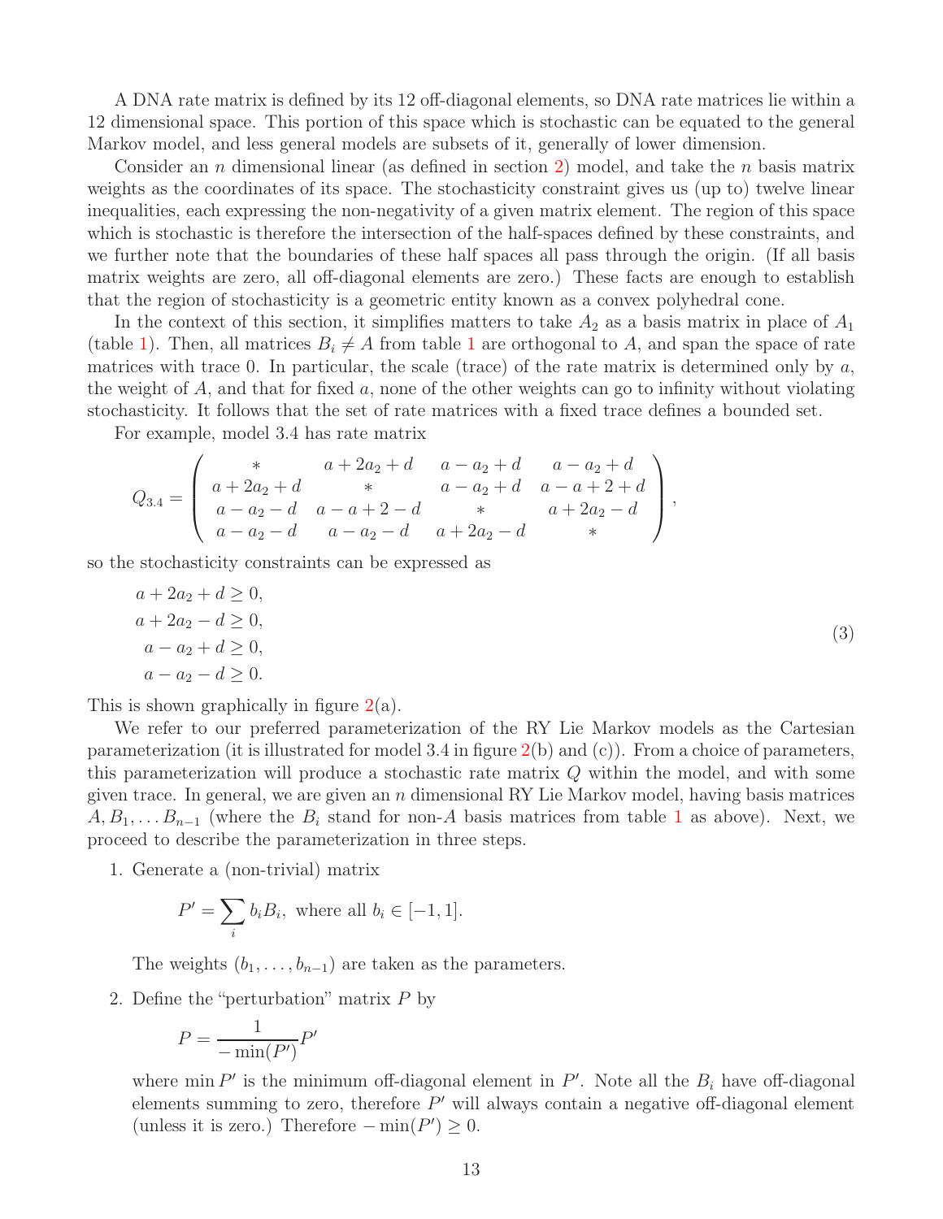A DNA rate matrix is defined by its 12 off-diagonal elements, so DNA rate matrices lie within a 12 dimensional space. This portion of this space which is stochastic can be equated to the general Markov model, and less general models are subsets of it, generally of lower dimension.

Consider an $n$ dimensional linear (as defined in section 2) model, and take the $n$ basis matrix weights as the coordinates of its space. The stochasticity constraint gives us (up to) twelve linear inequalities, each expressing the non-negativity of a given matrix element. The region of this space which is stochastic is therefore the intersection of the half-spaces defined by these constraints, and we further note that the boundaries of these half spaces all pass through the origin. (If all basis matrix weights are zero, all off-diagonal elements are zero.) These facts are enough to establish that the region of stochasticity is a geometric entity known as a convex polyhedral cone.

In the context of this section, it simplifies matters to take $A_2$ as a basis matrix in place of $A_1$ (table 1). Then, all matrices $B_i \neq A$ from table 1 are orthogonal to $A$, and span the space of rate matrices with trace 0. In particular, the scale (trace) of the rate matrix is determined only by $a$, the weight of $A$, and that for fixed $a$, none of the other weights can go to infinity without violating stochasticity. It follows that the set of rate matrices with a fixed trace defines a bounded set.

For example, model 3.4 has rate matrix

$$Q_{3.4} = \begin{pmatrix} * & a+2a_2+d & a-a_2+d & a-a_2+d \\ a+2a_2+d & * & a-a_2+d & a-a+2+d \\ a-a_2-d & a-a+2-d & * & a+2a_2-d \\ a-a_2-d & a-a_2-d & a+2a_2-d & * \end{pmatrix},$$

so the stochasticity constraints can be expressed as

$$\begin{aligned} a+2a_2+d &\geq 0, \\ a+2a_2-d &\geq 0, \\ a-a_2+d &\geq 0, \\ a-a_2-d &\geq 0. \end{aligned} \tag{3}$$

This is shown graphically in figure 2(a).

We refer to our preferred parameterization of the RY Lie Markov models as the Cartesian parameterization (it is illustrated for model 3.4 in figure 2(b) and (c)). From a choice of parameters, this parameterization will produce a stochastic rate matrix $Q$ within the model, and with some given trace. In general, we are given an $n$ dimensional RY Lie Markov model, having basis matrices $A, B_1, \ldots B_{n-1}$ (where the $B_i$ stand for non-$A$ basis matrices from table 1 as above). Next, we proceed to describe the parameterization in three steps.

1. Generate a (non-trivial) matrix

   $$P' = \sum_i b_i B_i, \text{ where all } b_i \in [-1, 1].$$

   The weights $(b_1, \ldots, b_{n-1})$ are taken as the parameters.

2. Define the "perturbation" matrix $P$ by

   $$P = \frac{1}{-\min(P')} P'$$

   where $\min P'$ is the minimum off-diagonal element in $P'$. Note all the $B_i$ have off-diagonal elements summing to zero, therefore $P'$ will always contain a negative off-diagonal element (unless it is zero.) Therefore $-\min(P') \geq 0$.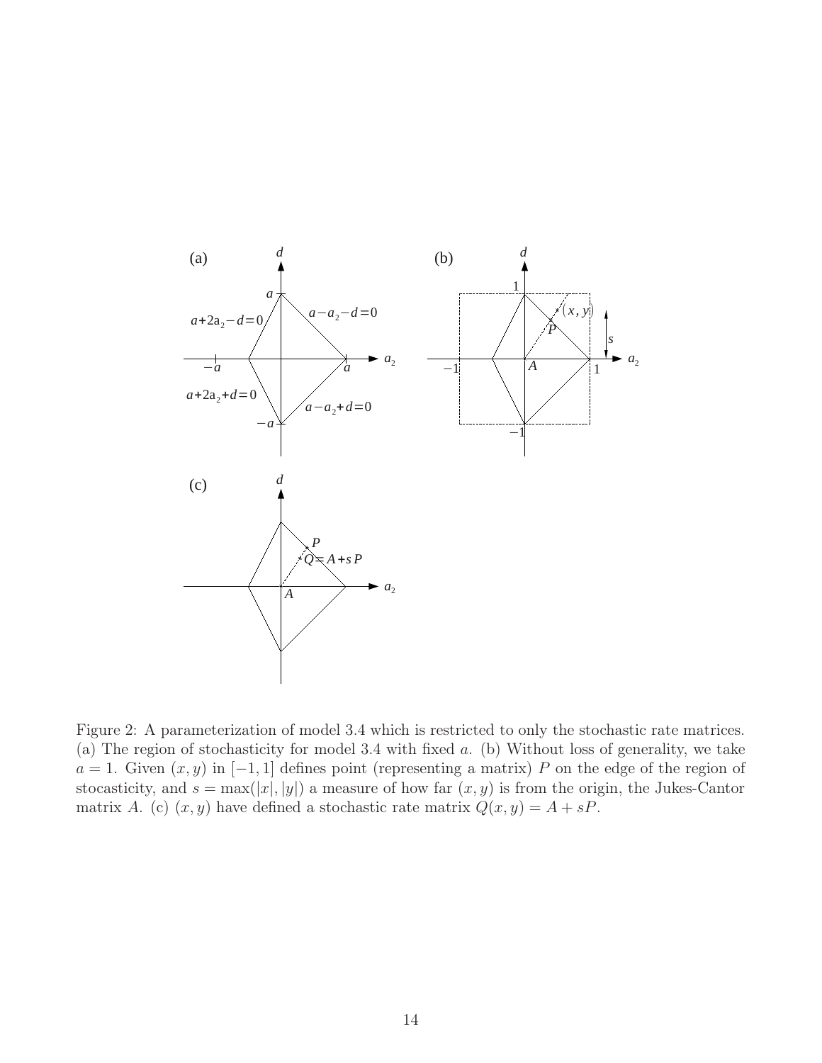Figure 2: A parameterization of model 3.4 which is restricted to only the stochastic rate matrices. (a) The region of stochasticity for model 3.4 with fixed $a$. (b) Without loss of generality, we take $a = 1$. Given $(x, y)$ in $[-1, 1]$ defines point (representing a matrix) $P$ on the edge of the region of stocasticity, and $s = \max(|x|, |y|)$ a measure of how far $(x, y)$ is from the origin, the Jukes-Cantor matrix $A$. (c) $(x, y)$ have defined a stochastic rate matrix $Q(x, y) = A + sP$.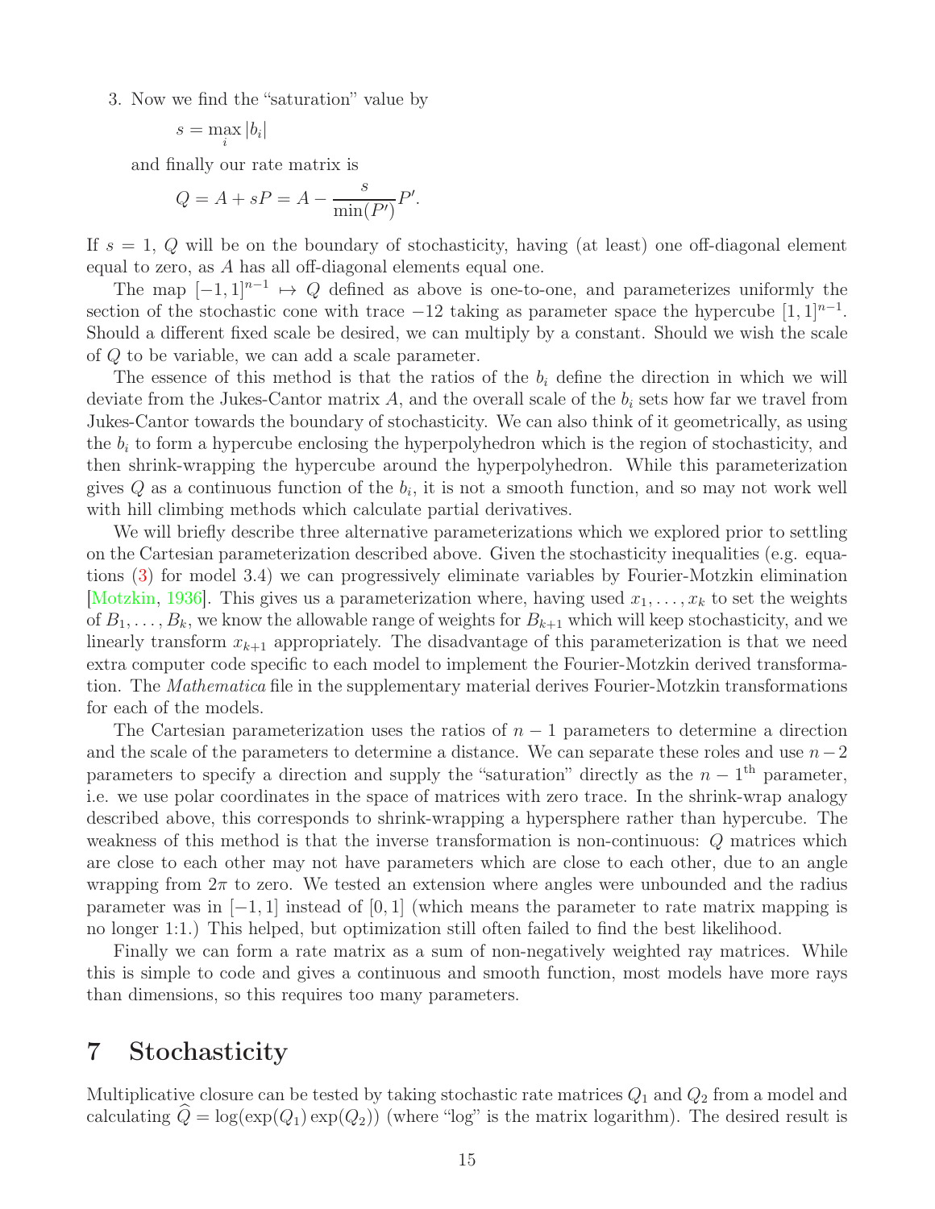3. Now we find the "saturation" value by

   $$s = \max_i |b_i|$$

   and finally our rate matrix is

   $$Q = A + sP = A - \frac{s}{\min(P')} P'.$$

If $s = 1$, $Q$ will be on the boundary of stochasticity, having (at least) one off-diagonal element equal to zero, as $A$ has all off-diagonal elements equal one.

The map $[-1, 1]^{n-1} \mapsto Q$ defined as above is one-to-one, and parameterizes uniformly the section of the stochastic cone with trace $-12$ taking as parameter space the hypercube $[1, 1]^{n-1}$. Should a different fixed scale be desired, we can multiply by a constant. Should we wish the scale of $Q$ to be variable, we can add a scale parameter.

The essence of this method is that the ratios of the $b_i$ define the direction in which we will deviate from the Jukes-Cantor matrix $A$, and the overall scale of the $b_i$ sets how far we travel from Jukes-Cantor towards the boundary of stochasticity. We can also think of it geometrically, as using the $b_i$ to form a hypercube enclosing the hyperpolyhedron which is the region of stochasticity, and then shrink-wrapping the hypercube around the hyperpolyhedron. While this parameterization gives $Q$ as a continuous function of the $b_i$, it is not a smooth function, and so may not work well with hill climbing methods which calculate partial derivatives.

We will briefly describe three alternative parameterizations which we explored prior to settling on the Cartesian parameterization described above. Given the stochasticity inequalities (e.g. equations (3) for model 3.4) we can progressively eliminate variables by Fourier-Motzkin elimination [Motzkin, 1936]. This gives us a parameterization where, having used $x_1, \ldots, x_k$ to set the weights of $B_1, \ldots, B_k$, we know the allowable range of weights for $B_{k+1}$ which will keep stochasticity, and we linearly transform $x_{k+1}$ appropriately. The disadvantage of this parameterization is that we need extra computer code specific to each model to implement the Fourier-Motzkin derived transformation. The *Mathematica* file in the supplementary material derives Fourier-Motzkin transformations for each of the models.

The Cartesian parameterization uses the ratios of $n - 1$ parameters to determine a direction and the scale of the parameters to determine a distance. We can separate these roles and use $n - 2$ parameters to specify a direction and supply the "saturation" directly as the $n - 1^{\text{th}}$ parameter, i.e. we use polar coordinates in the space of matrices with zero trace. In the shrink-wrap analogy described above, this corresponds to shrink-wrapping a hypersphere rather than hypercube. The weakness of this method is that the inverse transformation is non-continuous: $Q$ matrices which are close to each other may not have parameters which are close to each other, due to an angle wrapping from $2\pi$ to zero. We tested an extension where angles were unbounded and the radius parameter was in $[-1, 1]$ instead of $[0, 1]$ (which means the parameter to rate matrix mapping is no longer 1:1.) This helped, but optimization still often failed to find the best likelihood.

Finally we can form a rate matrix as a sum of non-negatively weighted ray matrices. While this is simple to code and gives a continuous and smooth function, most models have more rays than dimensions, so this requires too many parameters.

# 7 Stochasticity

Multiplicative closure can be tested by taking stochastic rate matrices $Q_1$ and $Q_2$ from a model and calculating $\widehat{Q} = \log(\exp(Q_1)\exp(Q_2))$ (where "log" is the matrix logarithm). The desired result is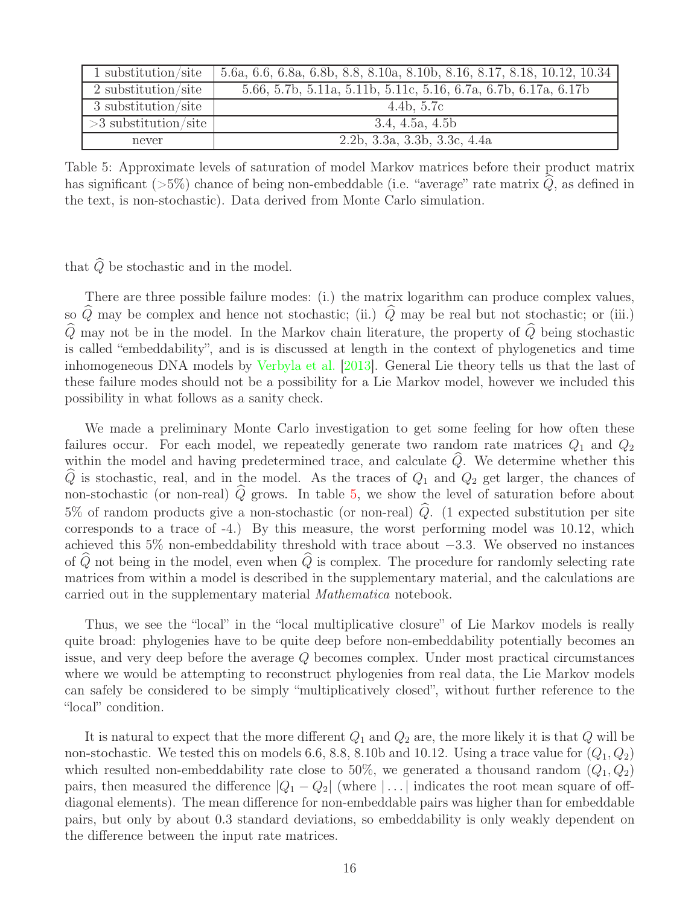| | |
|---|---|
| 1 substitution/site | 5.6a, 6.6, 6.8a, 6.8b, 8.8, 8.10a, 8.10b, 8.16, 8.17, 8.18, 10.12, 10.34 |
| 2 substitution/site | 5.66, 5.7b, 5.11a, 5.11b, 5.11c, 5.16, 6.7a, 6.7b, 6.17a, 6.17b |
| 3 substitution/site | 4.4b, 5.7c |
| >3 substitution/site | 3.4, 4.5a, 4.5b |
| never | 2.2b, 3.3a, 3.3b, 3.3c, 4.4a |

Table 5: Approximate levels of saturation of model Markov matrices before their product matrix has significant (>5%) chance of being non-embeddable (i.e. "average" rate matrix $\widehat{Q}$, as defined in the text, is non-stochastic). Data derived from Monte Carlo simulation.

that $\widehat{Q}$ be stochastic and in the model.

There are three possible failure modes: (i.) the matrix logarithm can produce complex values, so $\widehat{Q}$ may be complex and hence not stochastic; (ii.) $\widehat{Q}$ may be real but not stochastic; or (iii.) $\widehat{Q}$ may not be in the model. In the Markov chain literature, the property of $\widehat{Q}$ being stochastic is called "embeddability", and is is discussed at length in the context of phylogenetics and time inhomogeneous DNA models by Verbyla et al. [2013]. General Lie theory tells us that the last of these failure modes should not be a possibility for a Lie Markov model, however we included this possibility in what follows as a sanity check.

We made a preliminary Monte Carlo investigation to get some feeling for how often these failures occur. For each model, we repeatedly generate two random rate matrices $Q_1$ and $Q_2$ within the model and having predetermined trace, and calculate $\widehat{Q}$. We determine whether this $\widehat{Q}$ is stochastic, real, and in the model. As the traces of $Q_1$ and $Q_2$ get larger, the chances of non-stochastic (or non-real) $\widehat{Q}$ grows. In table 5, we show the level of saturation before about 5% of random products give a non-stochastic (or non-real) $\widehat{Q}$. (1 expected substitution per site corresponds to a trace of -4.) By this measure, the worst performing model was 10.12, which achieved this 5% non-embeddability threshold with trace about $-3.3$. We observed no instances of $\widehat{Q}$ not being in the model, even when $\widehat{Q}$ is complex. The procedure for randomly selecting rate matrices from within a model is described in the supplementary material, and the calculations are carried out in the supplementary material *Mathematica* notebook.

Thus, we see the "local" in the "local multiplicative closure" of Lie Markov models is really quite broad: phylogenies have to be quite deep before non-embeddability potentially becomes an issue, and very deep before the average $Q$ becomes complex. Under most practical circumstances where we would be attempting to reconstruct phylogenies from real data, the Lie Markov models can safely be considered to be simply "multiplicatively closed", without further reference to the "local" condition.

It is natural to expect that the more different $Q_1$ and $Q_2$ are, the more likely it is that $Q$ will be non-stochastic. We tested this on models 6.6, 8.8, 8.10b and 10.12. Using a trace value for $(Q_1, Q_2)$ which resulted non-embeddability rate close to 50%, we generated a thousand random $(Q_1, Q_2)$ pairs, then measured the difference $|Q_1 - Q_2|$ (where $|\dots|$ indicates the root mean square of off-diagonal elements). The mean difference for non-embeddable pairs was higher than for embeddable pairs, but only by about 0.3 standard deviations, so embeddability is only weakly dependent on the difference between the input rate matrices.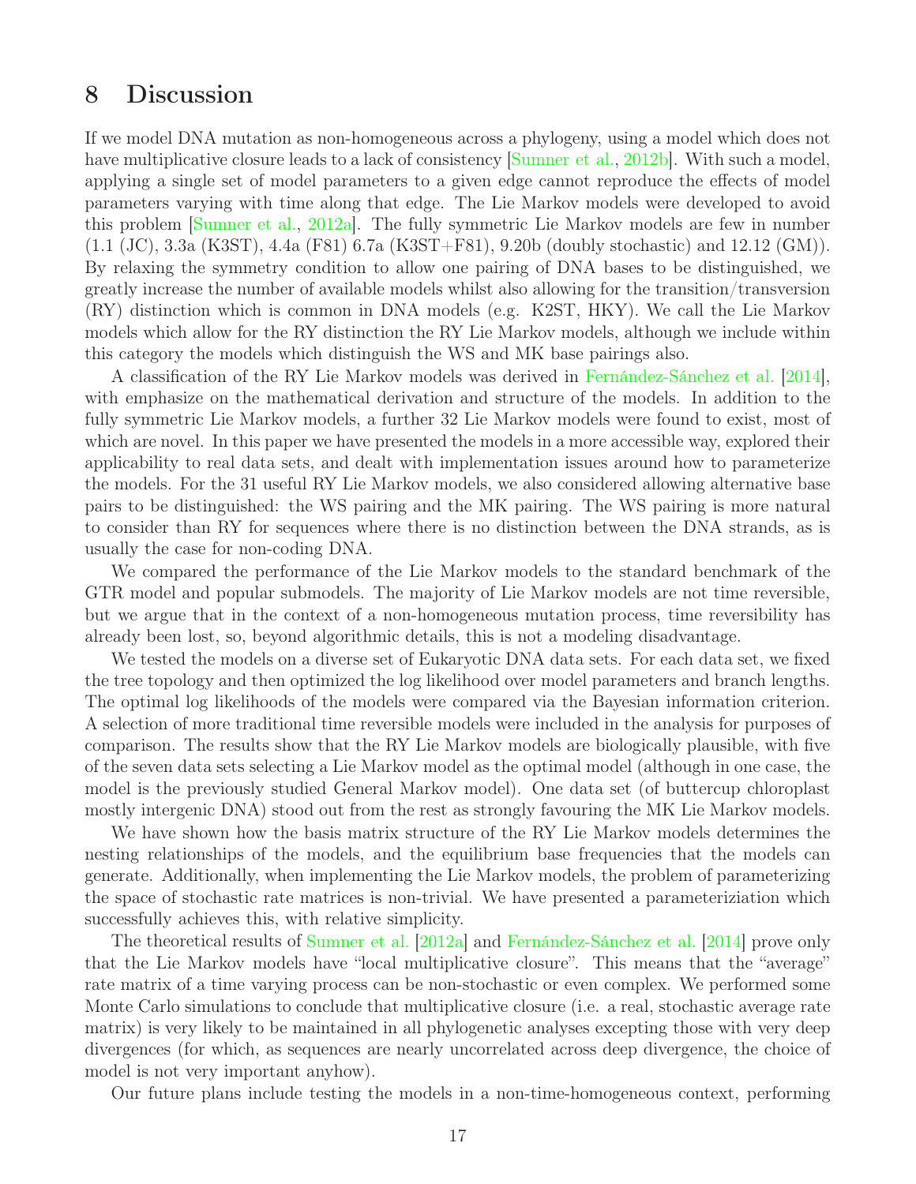# 8 Discussion

If we model DNA mutation as non-homogeneous across a phylogeny, using a model which does not have multiplicative closure leads to a lack of consistency [Sumner et al., 2012b]. With such a model, applying a single set of model parameters to a given edge cannot reproduce the effects of model parameters varying with time along that edge. The Lie Markov models were developed to avoid this problem [Sumner et al., 2012a]. The fully symmetric Lie Markov models are few in number (1.1 (JC), 3.3a (K3ST), 4.4a (F81) 6.7a (K3ST+F81), 9.20b (doubly stochastic) and 12.12 (GM)). By relaxing the symmetry condition to allow one pairing of DNA bases to be distinguished, we greatly increase the number of available models whilst also allowing for the transition/transversion (RY) distinction which is common in DNA models (e.g. K2ST, HKY). We call the Lie Markov models which allow for the RY distinction the RY Lie Markov models, although we include within this category the models which distinguish the WS and MK base pairings also.

A classification of the RY Lie Markov models was derived in Fernández-Sánchez et al. [2014], with emphasize on the mathematical derivation and structure of the models. In addition to the fully symmetric Lie Markov models, a further 32 Lie Markov models were found to exist, most of which are novel. In this paper we have presented the models in a more accessible way, explored their applicability to real data sets, and dealt with implementation issues around how to parameterize the models. For the 31 useful RY Lie Markov models, we also considered allowing alternative base pairs to be distinguished: the WS pairing and the MK pairing. The WS pairing is more natural to consider than RY for sequences where there is no distinction between the DNA strands, as is usually the case for non-coding DNA.

We compared the performance of the Lie Markov models to the standard benchmark of the GTR model and popular submodels. The majority of Lie Markov models are not time reversible, but we argue that in the context of a non-homogeneous mutation process, time reversibility has already been lost, so, beyond algorithmic details, this is not a modeling disadvantage.

We tested the models on a diverse set of Eukaryotic DNA data sets. For each data set, we fixed the tree topology and then optimized the log likelihood over model parameters and branch lengths. The optimal log likelihoods of the models were compared via the Bayesian information criterion. A selection of more traditional time reversible models were included in the analysis for purposes of comparison. The results show that the RY Lie Markov models are biologically plausible, with five of the seven data sets selecting a Lie Markov model as the optimal model (although in one case, the model is the previously studied General Markov model). One data set (of buttercup chloroplast mostly intergenic DNA) stood out from the rest as strongly favouring the MK Lie Markov models.

We have shown how the basis matrix structure of the RY Lie Markov models determines the nesting relationships of the models, and the equilibrium base frequencies that the models can generate. Additionally, when implementing the Lie Markov models, the problem of parameterizing the space of stochastic rate matrices is non-trivial. We have presented a parameteriziation which successfully achieves this, with relative simplicity.

The theoretical results of Sumner et al. [2012a] and Fernández-Sánchez et al. [2014] prove only that the Lie Markov models have "local multiplicative closure". This means that the "average" rate matrix of a time varying process can be non-stochastic or even complex. We performed some Monte Carlo simulations to conclude that multiplicative closure (i.e. a real, stochastic average rate matrix) is very likely to be maintained in all phylogenetic analyses excepting those with very deep divergences (for which, as sequences are nearly uncorrelated across deep divergence, the choice of model is not very important anyhow).

Our future plans include testing the models in a non-time-homogeneous context, performing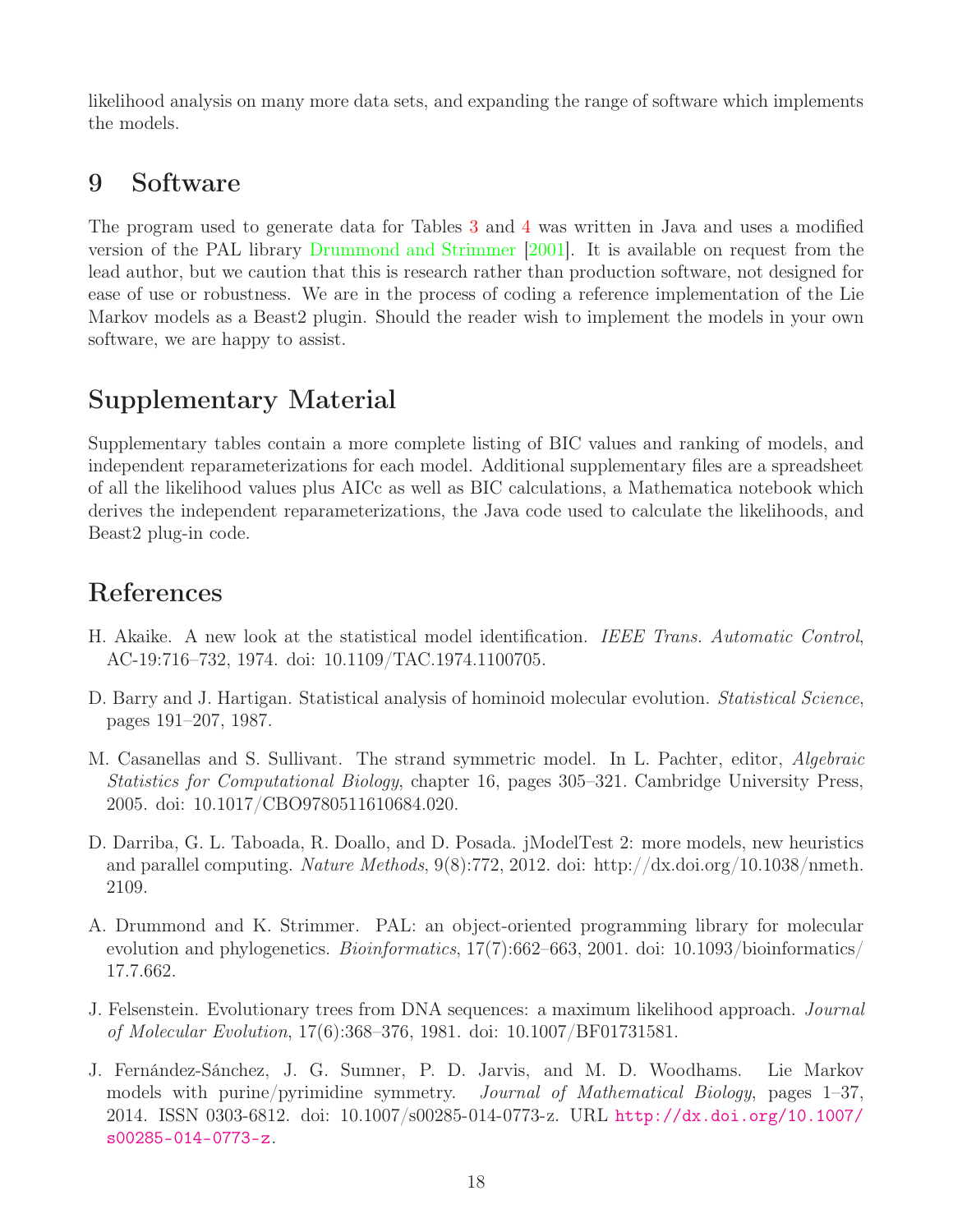likelihood analysis on many more data sets, and expanding the range of software which implements the models.

## 9 Software

The program used to generate data for Tables 3 and 4 was written in Java and uses a modified version of the PAL library Drummond and Strimmer [2001]. It is available on request from the lead author, but we caution that this is research rather than production software, not designed for ease of use or robustness. We are in the process of coding a reference implementation of the Lie Markov models as a Beast2 plugin. Should the reader wish to implement the models in your own software, we are happy to assist.

## Supplementary Material

Supplementary tables contain a more complete listing of BIC values and ranking of models, and independent reparameterizations for each model. Additional supplementary files are a spreadsheet of all the likelihood values plus AICc as well as BIC calculations, a Mathematica notebook which derives the independent reparameterizations, the Java code used to calculate the likelihoods, and Beast2 plug-in code.

## References

H. Akaike. A new look at the statistical model identification. *IEEE Trans. Automatic Control*, AC-19:716–732, 1974. doi: 10.1109/TAC.1974.1100705.

D. Barry and J. Hartigan. Statistical analysis of hominoid molecular evolution. *Statistical Science*, pages 191–207, 1987.

M. Casanellas and S. Sullivant. The strand symmetric model. In L. Pachter, editor, *Algebraic Statistics for Computational Biology*, chapter 16, pages 305–321. Cambridge University Press, 2005. doi: 10.1017/CBO9780511610684.020.

D. Darriba, G. L. Taboada, R. Doallo, and D. Posada. jModelTest 2: more models, new heuristics and parallel computing. *Nature Methods*, 9(8):772, 2012. doi: http://dx.doi.org/10.1038/nmeth.2109.

A. Drummond and K. Strimmer. PAL: an object-oriented programming library for molecular evolution and phylogenetics. *Bioinformatics*, 17(7):662–663, 2001. doi: 10.1093/bioinformatics/17.7.662.

J. Felsenstein. Evolutionary trees from DNA sequences: a maximum likelihood approach. *Journal of Molecular Evolution*, 17(6):368–376, 1981. doi: 10.1007/BF01731581.

J. Fernández-Sánchez, J. G. Sumner, P. D. Jarvis, and M. D. Woodhams. Lie Markov models with purine/pyrimidine symmetry. *Journal of Mathematical Biology*, pages 1–37, 2014. ISSN 0303-6812. doi: 10.1007/s00285-014-0773-z. URL http://dx.doi.org/10.1007/s00285-014-0773-z.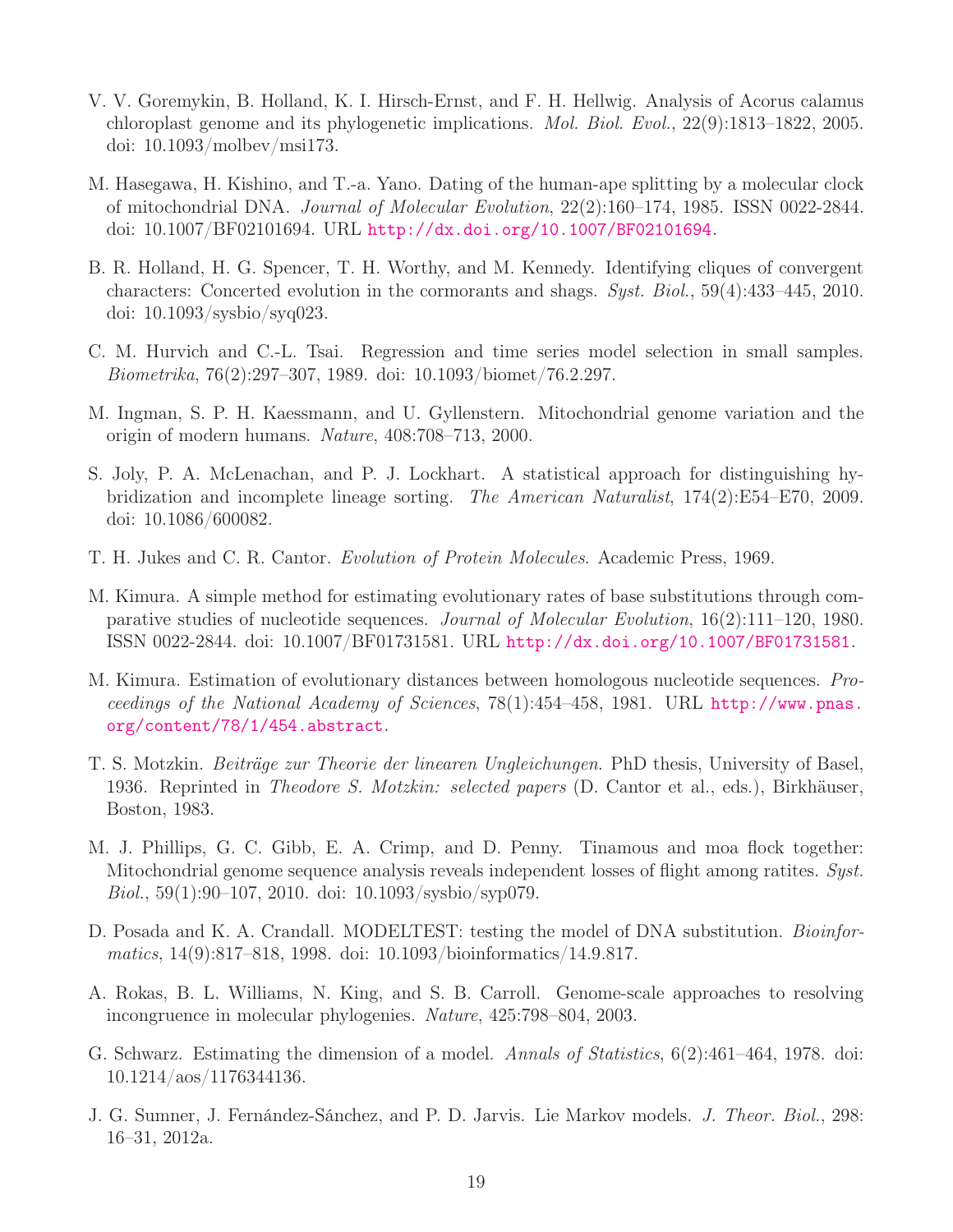V. V. Goremykin, B. Holland, K. I. Hirsch-Ernst, and F. H. Hellwig. Analysis of Acorus calamus chloroplast genome and its phylogenetic implications. *Mol. Biol. Evol.*, 22(9):1813–1822, 2005. doi: 10.1093/molbev/msi173.

M. Hasegawa, H. Kishino, and T.-a. Yano. Dating of the human-ape splitting by a molecular clock of mitochondrial DNA. *Journal of Molecular Evolution*, 22(2):160–174, 1985. ISSN 0022-2844. doi: 10.1007/BF02101694. URL http://dx.doi.org/10.1007/BF02101694.

B. R. Holland, H. G. Spencer, T. H. Worthy, and M. Kennedy. Identifying cliques of convergent characters: Concerted evolution in the cormorants and shags. *Syst. Biol.*, 59(4):433–445, 2010. doi: 10.1093/sysbio/syq023.

C. M. Hurvich and C.-L. Tsai. Regression and time series model selection in small samples. *Biometrika*, 76(2):297–307, 1989. doi: 10.1093/biomet/76.2.297.

M. Ingman, S. P. H. Kaessmann, and U. Gyllenstern. Mitochondrial genome variation and the origin of modern humans. *Nature*, 408:708–713, 2000.

S. Joly, P. A. McLenachan, and P. J. Lockhart. A statistical approach for distinguishing hybridization and incomplete lineage sorting. *The American Naturalist*, 174(2):E54–E70, 2009. doi: 10.1086/600082.

T. H. Jukes and C. R. Cantor. *Evolution of Protein Molecules*. Academic Press, 1969.

M. Kimura. A simple method for estimating evolutionary rates of base substitutions through comparative studies of nucleotide sequences. *Journal of Molecular Evolution*, 16(2):111–120, 1980. ISSN 0022-2844. doi: 10.1007/BF01731581. URL http://dx.doi.org/10.1007/BF01731581.

M. Kimura. Estimation of evolutionary distances between homologous nucleotide sequences. *Proceedings of the National Academy of Sciences*, 78(1):454–458, 1981. URL http://www.pnas.org/content/78/1/454.abstract.

T. S. Motzkin. *Beiträge zur Theorie der linearen Ungleichungen*. PhD thesis, University of Basel, 1936. Reprinted in *Theodore S. Motzkin: selected papers* (D. Cantor et al., eds.), Birkhäuser, Boston, 1983.

M. J. Phillips, G. C. Gibb, E. A. Crimp, and D. Penny. Tinamous and moa flock together: Mitochondrial genome sequence analysis reveals independent losses of flight among ratites. *Syst. Biol.*, 59(1):90–107, 2010. doi: 10.1093/sysbio/syp079.

D. Posada and K. A. Crandall. MODELTEST: testing the model of DNA substitution. *Bioinformatics*, 14(9):817–818, 1998. doi: 10.1093/bioinformatics/14.9.817.

A. Rokas, B. L. Williams, N. King, and S. B. Carroll. Genome-scale approaches to resolving incongruence in molecular phylogenies. *Nature*, 425:798–804, 2003.

G. Schwarz. Estimating the dimension of a model. *Annals of Statistics*, 6(2):461–464, 1978. doi: 10.1214/aos/1176344136.

J. G. Sumner, J. Fernández-Sánchez, and P. D. Jarvis. Lie Markov models. *J. Theor. Biol.*, 298: 16–31, 2012a.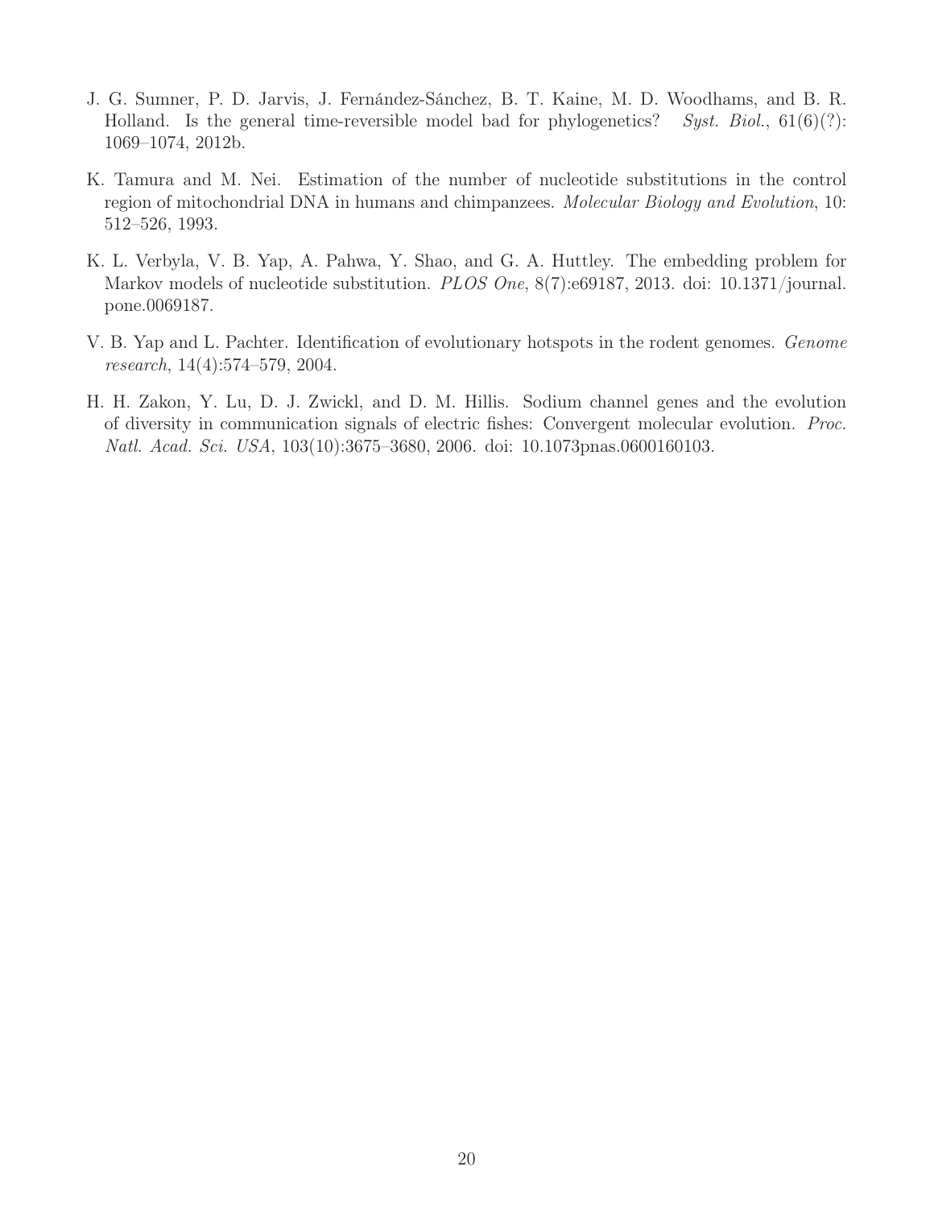J. G. Sumner, P. D. Jarvis, J. Fernández-Sánchez, B. T. Kaine, M. D. Woodhams, and B. R. Holland. Is the general time-reversible model bad for phylogenetics? *Syst. Biol.*, 61(6)(?): 1069–1074, 2012b.

K. Tamura and M. Nei. Estimation of the number of nucleotide substitutions in the control region of mitochondrial DNA in humans and chimpanzees. *Molecular Biology and Evolution*, 10: 512–526, 1993.

K. L. Verbyla, V. B. Yap, A. Pahwa, Y. Shao, and G. A. Huttley. The embedding problem for Markov models of nucleotide substitution. *PLOS One*, 8(7):e69187, 2013. doi: 10.1371/journal.pone.0069187.

V. B. Yap and L. Pachter. Identification of evolutionary hotspots in the rodent genomes. *Genome research*, 14(4):574–579, 2004.

H. H. Zakon, Y. Lu, D. J. Zwickl, and D. M. Hillis. Sodium channel genes and the evolution of diversity in communication signals of electric fishes: Convergent molecular evolution. *Proc. Natl. Acad. Sci. USA*, 103(10):3675–3680, 2006. doi: 10.1073pnas.0600160103.